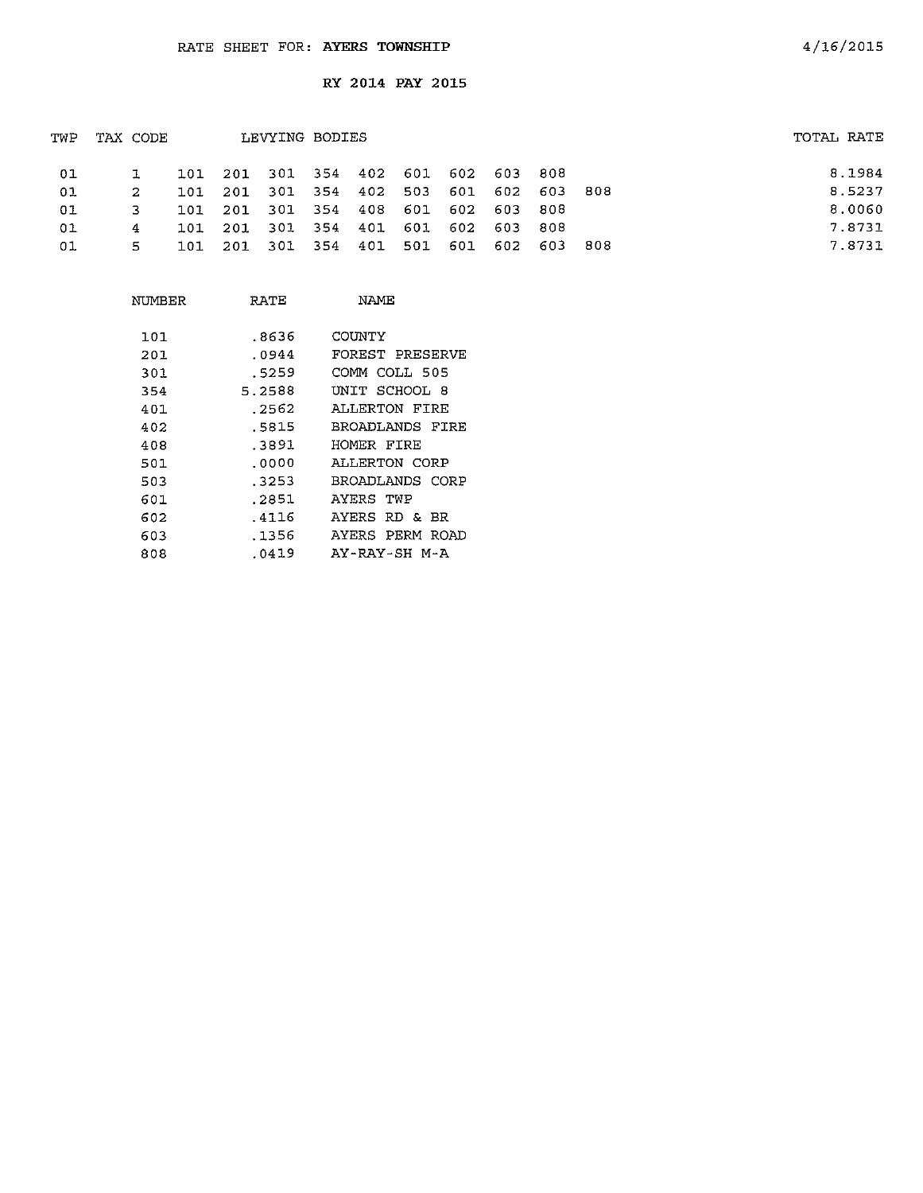RATE SHEET FOR: **AYERS TOWNSHIP**

4/16/2015

**RY 2014 PAY 2015**

| TWP | TAX CODE | LEVYING BODIES | | | | | | | | | | TOTAL RATE |
|---|---|---|---|---|---|---|---|---|---|---|---|---|
| 01 | 1 | 101 | 201 | 301 | 354 | 402 | 601 | 602 | 603 | 808 | | 8.1984 |
| 01 | 2 | 101 | 201 | 301 | 354 | 402 | 503 | 601 | 602 | 603 | 808 | 8.5237 |
| 01 | 3 | 101 | 201 | 301 | 354 | 408 | 601 | 602 | 603 | 808 | | 8.0060 |
| 01 | 4 | 101 | 201 | 301 | 354 | 401 | 601 | 602 | 603 | 808 | | 7.8731 |
| 01 | 5 | 101 | 201 | 301 | 354 | 401 | 501 | 601 | 602 | 603 | 808 | 7.8731 |

| NUMBER | RATE | NAME |
|---|---|---|
| 101 | .8636 | COUNTY |
| 201 | .0944 | FOREST PRESERVE |
| 301 | .5259 | COMM COLL 505 |
| 354 | 5.2588 | UNIT SCHOOL 8 |
| 401 | .2562 | ALLERTON FIRE |
| 402 | .5815 | BROADLANDS FIRE |
| 408 | .3891 | HOMER FIRE |
| 501 | .0000 | ALLERTON CORP |
| 503 | .3253 | BROADLANDS CORP |
| 601 | .2851 | AYERS TWP |
| 602 | .4116 | AYERS RD & BR |
| 603 | .1356 | AYERS PERM ROAD |
| 808 | .0419 | AY-RAY-SH M-A |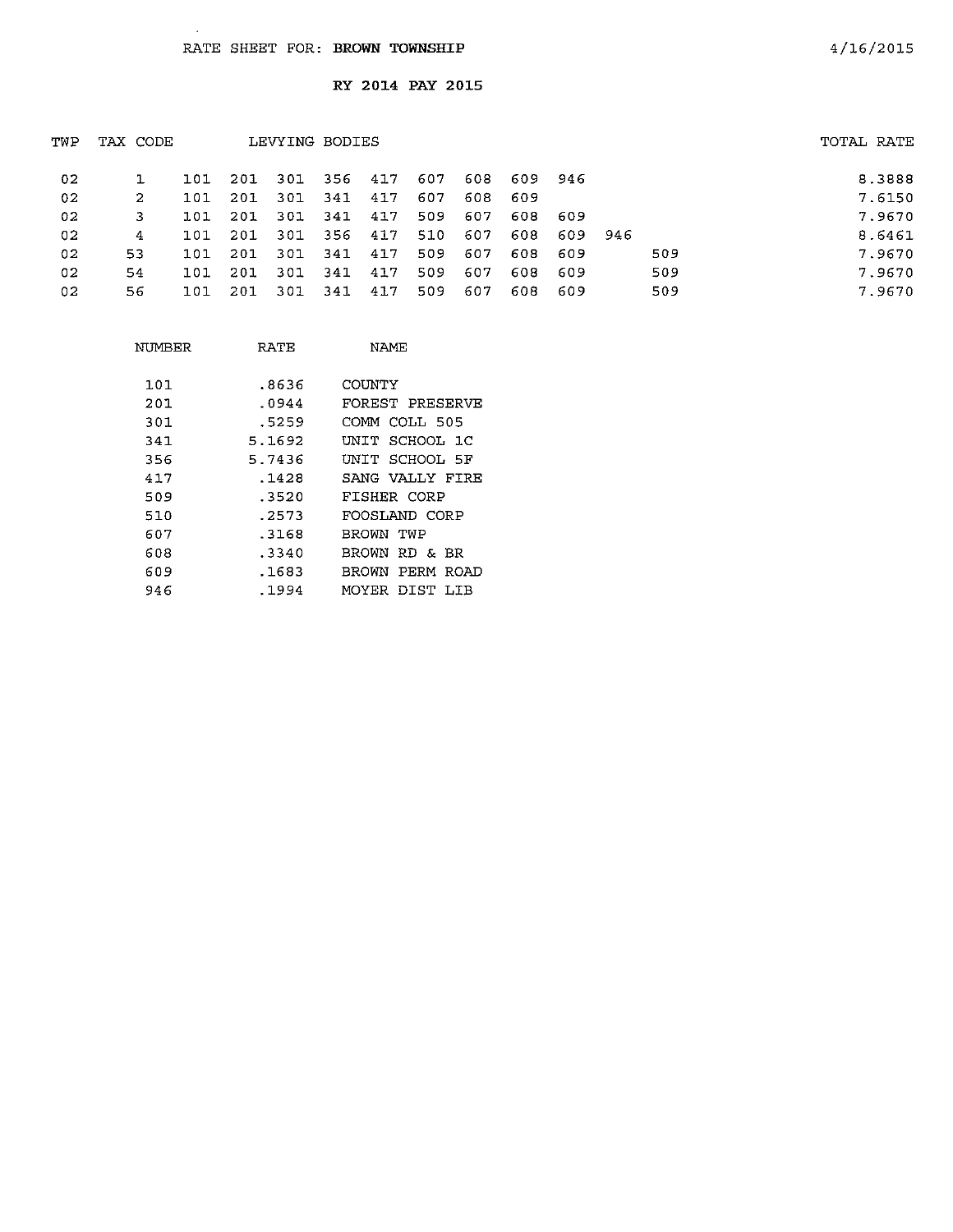RATE SHEET FOR: **BROWN TOWNSHIP** 4/16/2015

**RY 2014 PAY 2015**

| TWP | TAX CODE | LEVYING BODIES | | | | | | | | | | | TOTAL RATE |
|---|---|---|---|---|---|---|---|---|---|---|---|---|---|
| 02 | 1 | 101 | 201 | 301 | 356 | 417 | 607 | 608 | 609 | 946 | | | 8.3888 |
| 02 | 2 | 101 | 201 | 301 | 341 | 417 | 607 | 608 | 609 | | | | 7.6150 |
| 02 | 3 | 101 | 201 | 301 | 341 | 417 | 509 | 607 | 608 | 609 | | | 7.9670 |
| 02 | 4 | 101 | 201 | 301 | 356 | 417 | 510 | 607 | 608 | 609 | 946 | | 8.6461 |
| 02 | 53 | 101 | 201 | 301 | 341 | 417 | 509 | 607 | 608 | 609 | | 509 | 7.9670 |
| 02 | 54 | 101 | 201 | 301 | 341 | 417 | 509 | 607 | 608 | 609 | | 509 | 7.9670 |
| 02 | 56 | 101 | 201 | 301 | 341 | 417 | 509 | 607 | 608 | 609 | | 509 | 7.9670 |

| NUMBER | RATE | NAME |
|---|---|---|
| 101 | .8636 | COUNTY |
| 201 | .0944 | FOREST PRESERVE |
| 301 | .5259 | COMM COLL 505 |
| 341 | 5.1692 | UNIT SCHOOL 1C |
| 356 | 5.7436 | UNIT SCHOOL 5F |
| 417 | .1428 | SANG VALLY FIRE |
| 509 | .3520 | FISHER CORP |
| 510 | .2573 | FOOSLAND CORP |
| 607 | .3168 | BROWN TWP |
| 608 | .3340 | BROWN RD & BR |
| 609 | .1683 | BROWN PERM ROAD |
| 946 | .1994 | MOYER DIST LIB |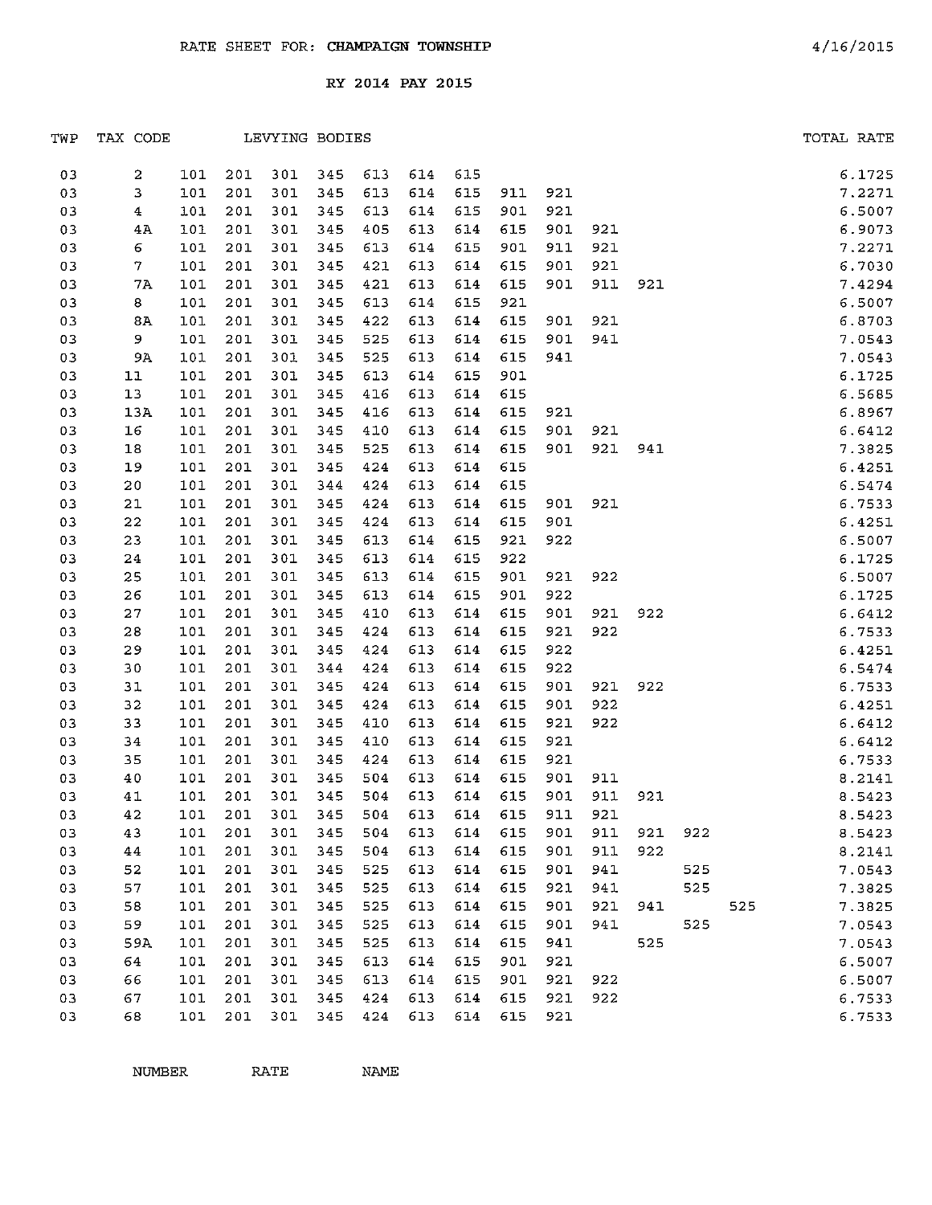RATE SHEET FOR: **CHAMPAIGN TOWNSHIP** 4/16/2015

RY 2014 PAY 2015

| TWP | TAX CODE | LEVYING BODIES | | | | | | | | | | | | | TOTAL RATE |
|---|---|---|---|---|---|---|---|---|---|---|---|---|---|---|---|
| 03 | 2 | 101 | 201 | 301 | 345 | 613 | 614 | 615 | | | | | | | 6.1725 |
| 03 | 3 | 101 | 201 | 301 | 345 | 613 | 614 | 615 | 911 | 921 | | | | | 7.2271 |
| 03 | 4 | 101 | 201 | 301 | 345 | 613 | 614 | 615 | 901 | 921 | | | | | 6.5007 |
| 03 | 4A | 101 | 201 | 301 | 345 | 405 | 613 | 614 | 615 | 901 | 921 | | | | 6.9073 |
| 03 | 6 | 101 | 201 | 301 | 345 | 613 | 614 | 615 | 901 | 911 | 921 | | | | 7.2271 |
| 03 | 7 | 101 | 201 | 301 | 345 | 421 | 613 | 614 | 615 | 901 | 921 | | | | 6.7030 |
| 03 | 7A | 101 | 201 | 301 | 345 | 421 | 613 | 614 | 615 | 901 | 911 | 921 | | | 7.4294 |
| 03 | 8 | 101 | 201 | 301 | 345 | 613 | 614 | 615 | 921 | | | | | | 6.5007 |
| 03 | 8A | 101 | 201 | 301 | 345 | 422 | 613 | 614 | 615 | 901 | 921 | | | | 6.8703 |
| 03 | 9 | 101 | 201 | 301 | 345 | 525 | 613 | 614 | 615 | 901 | 941 | | | | 7.0543 |
| 03 | 9A | 101 | 201 | 301 | 345 | 525 | 613 | 614 | 615 | 941 | | | | | 7.0543 |
| 03 | 11 | 101 | 201 | 301 | 345 | 613 | 614 | 615 | 901 | | | | | | 6.1725 |
| 03 | 13 | 101 | 201 | 301 | 345 | 416 | 613 | 614 | 615 | | | | | | 6.5685 |
| 03 | 13A | 101 | 201 | 301 | 345 | 416 | 613 | 614 | 615 | 921 | | | | | 6.8967 |
| 03 | 16 | 101 | 201 | 301 | 345 | 410 | 613 | 614 | 615 | 901 | 921 | | | | 6.6412 |
| 03 | 18 | 101 | 201 | 301 | 345 | 525 | 613 | 614 | 615 | 901 | 921 | 941 | | | 7.3825 |
| 03 | 19 | 101 | 201 | 301 | 345 | 424 | 613 | 614 | 615 | | | | | | 6.4251 |
| 03 | 20 | 101 | 201 | 301 | 344 | 424 | 613 | 614 | 615 | | | | | | 6.5474 |
| 03 | 21 | 101 | 201 | 301 | 345 | 424 | 613 | 614 | 615 | 901 | 921 | | | | 6.7533 |
| 03 | 22 | 101 | 201 | 301 | 345 | 424 | 613 | 614 | 615 | 901 | | | | | 6.4251 |
| 03 | 23 | 101 | 201 | 301 | 345 | 613 | 614 | 615 | 921 | 922 | | | | | 6.5007 |
| 03 | 24 | 101 | 201 | 301 | 345 | 613 | 614 | 615 | 922 | | | | | | 6.1725 |
| 03 | 25 | 101 | 201 | 301 | 345 | 613 | 614 | 615 | 901 | 921 | 922 | | | | 6.5007 |
| 03 | 26 | 101 | 201 | 301 | 345 | 613 | 614 | 615 | 901 | 922 | | | | | 6.1725 |
| 03 | 27 | 101 | 201 | 301 | 345 | 410 | 613 | 614 | 615 | 901 | 921 | 922 | | | 6.6412 |
| 03 | 28 | 101 | 201 | 301 | 345 | 424 | 613 | 614 | 615 | 921 | 922 | | | | 6.7533 |
| 03 | 29 | 101 | 201 | 301 | 345 | 424 | 613 | 614 | 615 | 922 | | | | | 6.4251 |
| 03 | 30 | 101 | 201 | 301 | 344 | 424 | 613 | 614 | 615 | 922 | | | | | 6.5474 |
| 03 | 31 | 101 | 201 | 301 | 345 | 424 | 613 | 614 | 615 | 901 | 921 | 922 | | | 6.7533 |
| 03 | 32 | 101 | 201 | 301 | 345 | 424 | 613 | 614 | 615 | 901 | 922 | | | | 6.4251 |
| 03 | 33 | 101 | 201 | 301 | 345 | 410 | 613 | 614 | 615 | 921 | 922 | | | | 6.6412 |
| 03 | 34 | 101 | 201 | 301 | 345 | 410 | 613 | 614 | 615 | 921 | | | | | 6.6412 |
| 03 | 35 | 101 | 201 | 301 | 345 | 424 | 613 | 614 | 615 | 921 | | | | | 6.7533 |
| 03 | 40 | 101 | 201 | 301 | 345 | 504 | 613 | 614 | 615 | 901 | 911 | | | | 8.2141 |
| 03 | 41 | 101 | 201 | 301 | 345 | 504 | 613 | 614 | 615 | 901 | 911 | 921 | | | 8.5423 |
| 03 | 42 | 101 | 201 | 301 | 345 | 504 | 613 | 614 | 615 | 911 | 921 | | | | 8.5423 |
| 03 | 43 | 101 | 201 | 301 | 345 | 504 | 613 | 614 | 615 | 901 | 911 | 921 | 922 | | 8.5423 |
| 03 | 44 | 101 | 201 | 301 | 345 | 504 | 613 | 614 | 615 | 901 | 911 | 922 | | | 8.2141 |
| 03 | 52 | 101 | 201 | 301 | 345 | 525 | 613 | 614 | 615 | 901 | 941 | | 525 | | 7.0543 |
| 03 | 57 | 101 | 201 | 301 | 345 | 525 | 613 | 614 | 615 | 921 | 941 | | 525 | | 7.3825 |
| 03 | 58 | 101 | 201 | 301 | 345 | 525 | 613 | 614 | 615 | 901 | 921 | 941 | | 525 | 7.3825 |
| 03 | 59 | 101 | 201 | 301 | 345 | 525 | 613 | 614 | 615 | 901 | 941 | | 525 | | 7.0543 |
| 03 | 59A | 101 | 201 | 301 | 345 | 525 | 613 | 614 | 615 | 941 | | 525 | | | 7.0543 |
| 03 | 64 | 101 | 201 | 301 | 345 | 613 | 614 | 615 | 901 | 921 | | | | | 6.5007 |
| 03 | 66 | 101 | 201 | 301 | 345 | 613 | 614 | 615 | 901 | 921 | 922 | | | | 6.5007 |
| 03 | 67 | 101 | 201 | 301 | 345 | 424 | 613 | 614 | 615 | 921 | 922 | | | | 6.7533 |
| 03 | 68 | 101 | 201 | 301 | 345 | 424 | 613 | 614 | 615 | 921 | | | | | 6.7533 |

| NUMBER | RATE | NAME |
|---|---|---|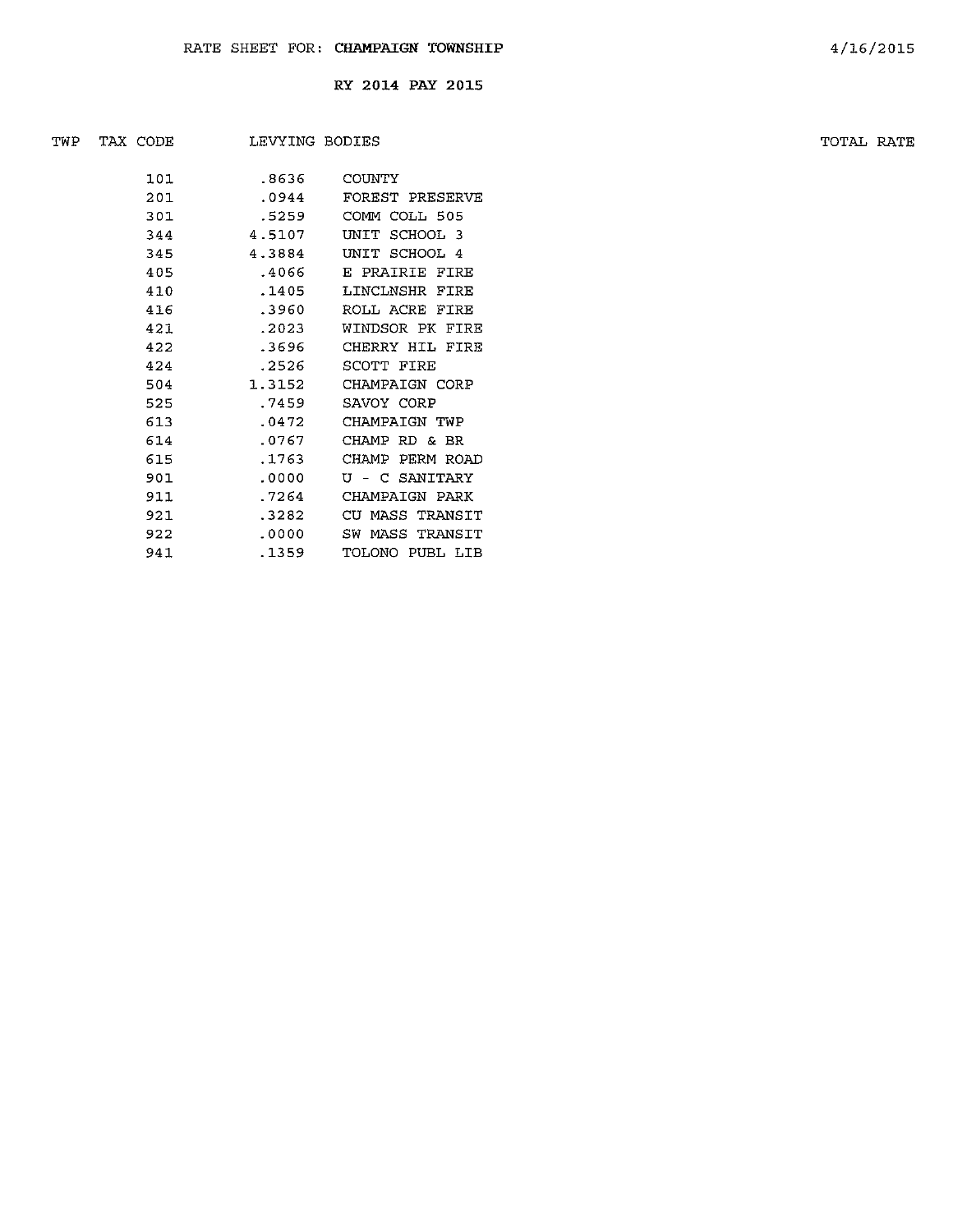RATE SHEET FOR: **CHAMPAIGN TOWNSHIP**

4/16/2015

**RY 2014 PAY 2015**

| TWP | TAX CODE | LEVYING BODIES | | TOTAL RATE |
|---|---|---|---|---|
| | 101 | .8636 | COUNTY | |
| | 201 | .0944 | FOREST PRESERVE | |
| | 301 | .5259 | COMM COLL 505 | |
| | 344 | 4.5107 | UNIT SCHOOL 3 | |
| | 345 | 4.3884 | UNIT SCHOOL 4 | |
| | 405 | .4066 | E PRAIRIE FIRE | |
| | 410 | .1405 | LINCLNSHR FIRE | |
| | 416 | .3960 | ROLL ACRE FIRE | |
| | 421 | .2023 | WINDSOR PK FIRE | |
| | 422 | .3696 | CHERRY HIL FIRE | |
| | 424 | .2526 | SCOTT FIRE | |
| | 504 | 1.3152 | CHAMPAIGN CORP | |
| | 525 | .7459 | SAVOY CORP | |
| | 613 | .0472 | CHAMPAIGN TWP | |
| | 614 | .0767 | CHAMP RD & BR | |
| | 615 | .1763 | CHAMP PERM ROAD | |
| | 901 | .0000 | U - C SANITARY | |
| | 911 | .7264 | CHAMPAIGN PARK | |
| | 921 | .3282 | CU MASS TRANSIT | |
| | 922 | .0000 | SW MASS TRANSIT | |
| | 941 | .1359 | TOLONO PUBL LIB | |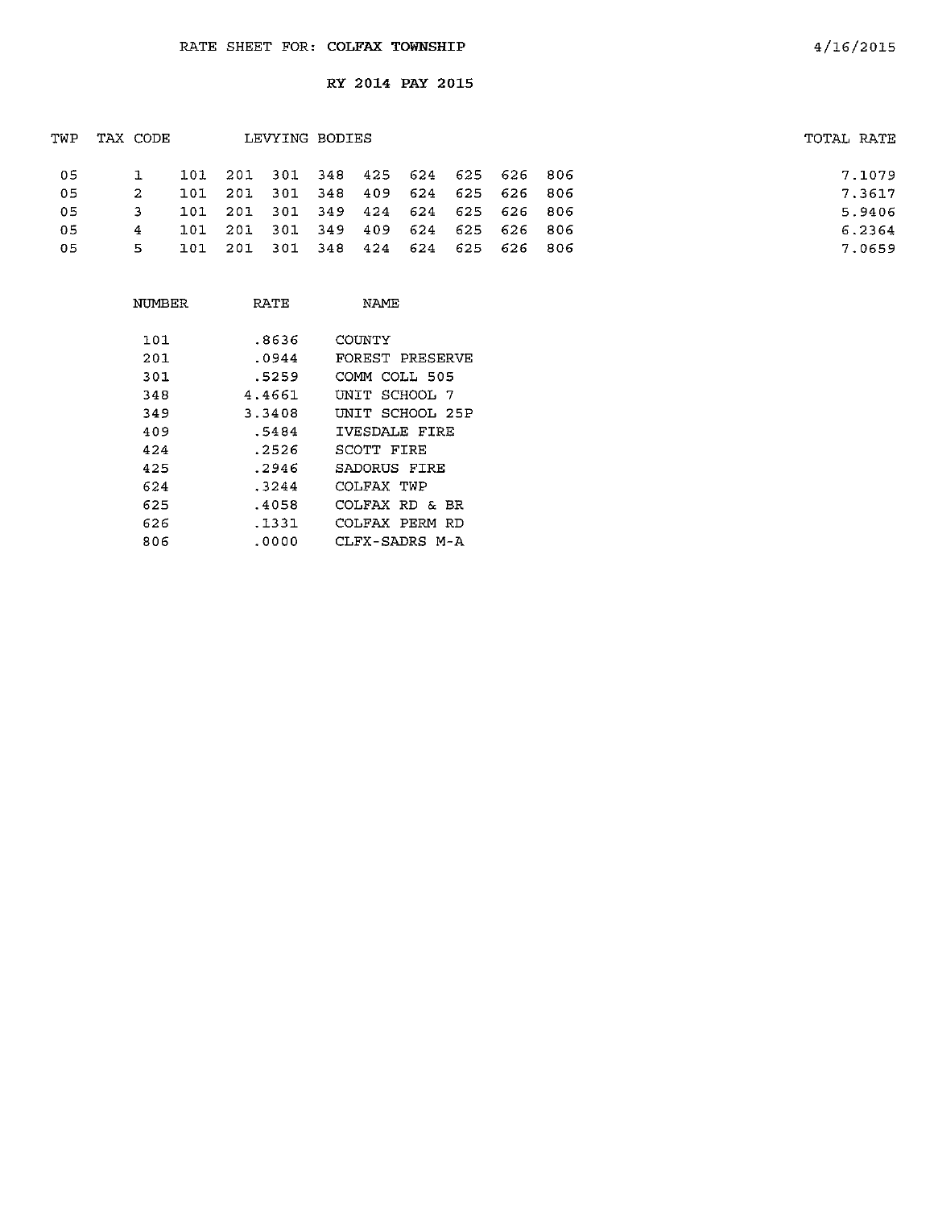RATE SHEET FOR: **COLFAX TOWNSHIP**

4/16/2015

**RY 2014 PAY 2015**

| TWP | TAX CODE | LEVYING BODIES | | | | | | | | | TOTAL RATE |
|---|---|---|---|---|---|---|---|---|---|---|---|
| 05 | 1 | 101 | 201 | 301 | 348 | 425 | 624 | 625 | 626 | 806 | 7.1079 |
| 05 | 2 | 101 | 201 | 301 | 348 | 409 | 624 | 625 | 626 | 806 | 7.3617 |
| 05 | 3 | 101 | 201 | 301 | 349 | 424 | 624 | 625 | 626 | 806 | 5.9406 |
| 05 | 4 | 101 | 201 | 301 | 349 | 409 | 624 | 625 | 626 | 806 | 6.2364 |
| 05 | 5 | 101 | 201 | 301 | 348 | 424 | 624 | 625 | 626 | 806 | 7.0659 |

| NUMBER | RATE | NAME |
|---|---|---|
| 101 | .8636 | COUNTY |
| 201 | .0944 | FOREST PRESERVE |
| 301 | .5259 | COMM COLL 505 |
| 348 | 4.4661 | UNIT SCHOOL 7 |
| 349 | 3.3408 | UNIT SCHOOL 25P |
| 409 | .5484 | IVESDALE FIRE |
| 424 | .2526 | SCOTT FIRE |
| 425 | .2946 | SADORUS FIRE |
| 624 | .3244 | COLFAX TWP |
| 625 | .4058 | COLFAX RD & BR |
| 626 | .1331 | COLFAX PERM RD |
| 806 | .0000 | CLFX-SADRS M-A |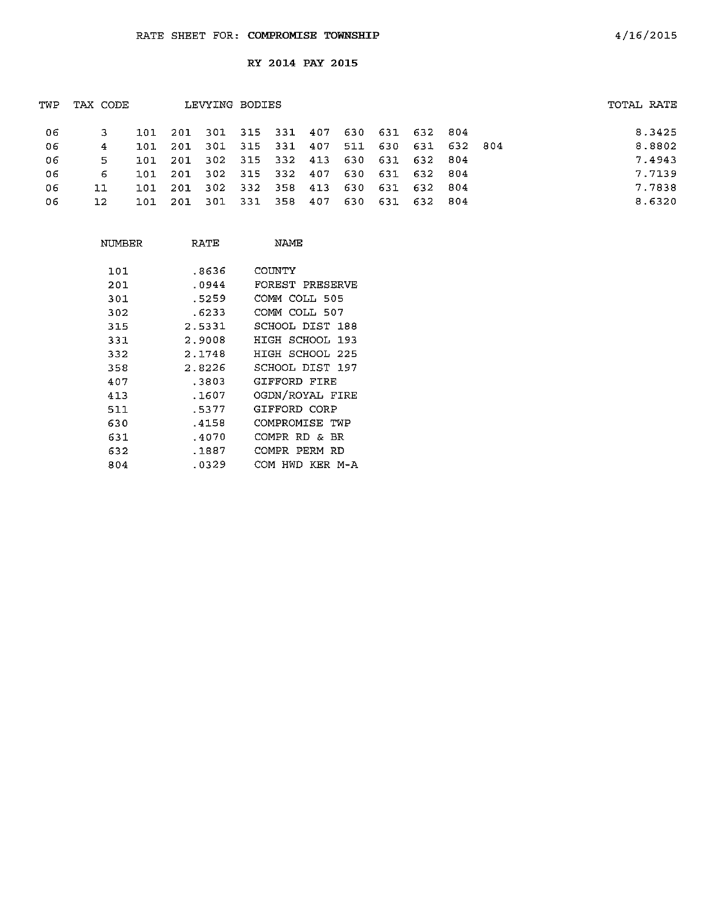RATE SHEET FOR: **COMPROMISE TOWNSHIP** 4/16/2015

## RY 2014 PAY 2015

| TWP | TAX CODE | LEVYING BODIES | | | | | | | | | | | TOTAL RATE |
|---|---|---|---|---|---|---|---|---|---|---|---|---|---|
| 06 | 3 | 101 | 201 | 301 | 315 | 331 | 407 | 630 | 631 | 632 | 804 | | 8.3425 |
| 06 | 4 | 101 | 201 | 301 | 315 | 331 | 407 | 511 | 630 | 631 | 632 | 804 | 8.8802 |
| 06 | 5 | 101 | 201 | 302 | 315 | 332 | 413 | 630 | 631 | 632 | 804 | | 7.4943 |
| 06 | 6 | 101 | 201 | 302 | 315 | 332 | 407 | 630 | 631 | 632 | 804 | | 7.7139 |
| 06 | 11 | 101 | 201 | 302 | 332 | 358 | 413 | 630 | 631 | 632 | 804 | | 7.7838 |
| 06 | 12 | 101 | 201 | 301 | 331 | 358 | 407 | 630 | 631 | 632 | 804 | | 8.6320 |

| NUMBER | RATE | NAME |
|---|---|---|
| 101 | .8636 | COUNTY |
| 201 | .0944 | FOREST PRESERVE |
| 301 | .5259 | COMM COLL 505 |
| 302 | .6233 | COMM COLL 507 |
| 315 | 2.5331 | SCHOOL DIST 188 |
| 331 | 2.9008 | HIGH SCHOOL 193 |
| 332 | 2.1748 | HIGH SCHOOL 225 |
| 358 | 2.8226 | SCHOOL DIST 197 |
| 407 | .3803 | GIFFORD FIRE |
| 413 | .1607 | OGDN/ROYAL FIRE |
| 511 | .5377 | GIFFORD CORP |
| 630 | .4158 | COMPROMISE TWP |
| 631 | .4070 | COMPR RD & BR |
| 632 | .1887 | COMPR PERM RD |
| 804 | .0329 | COM HWD KER M-A |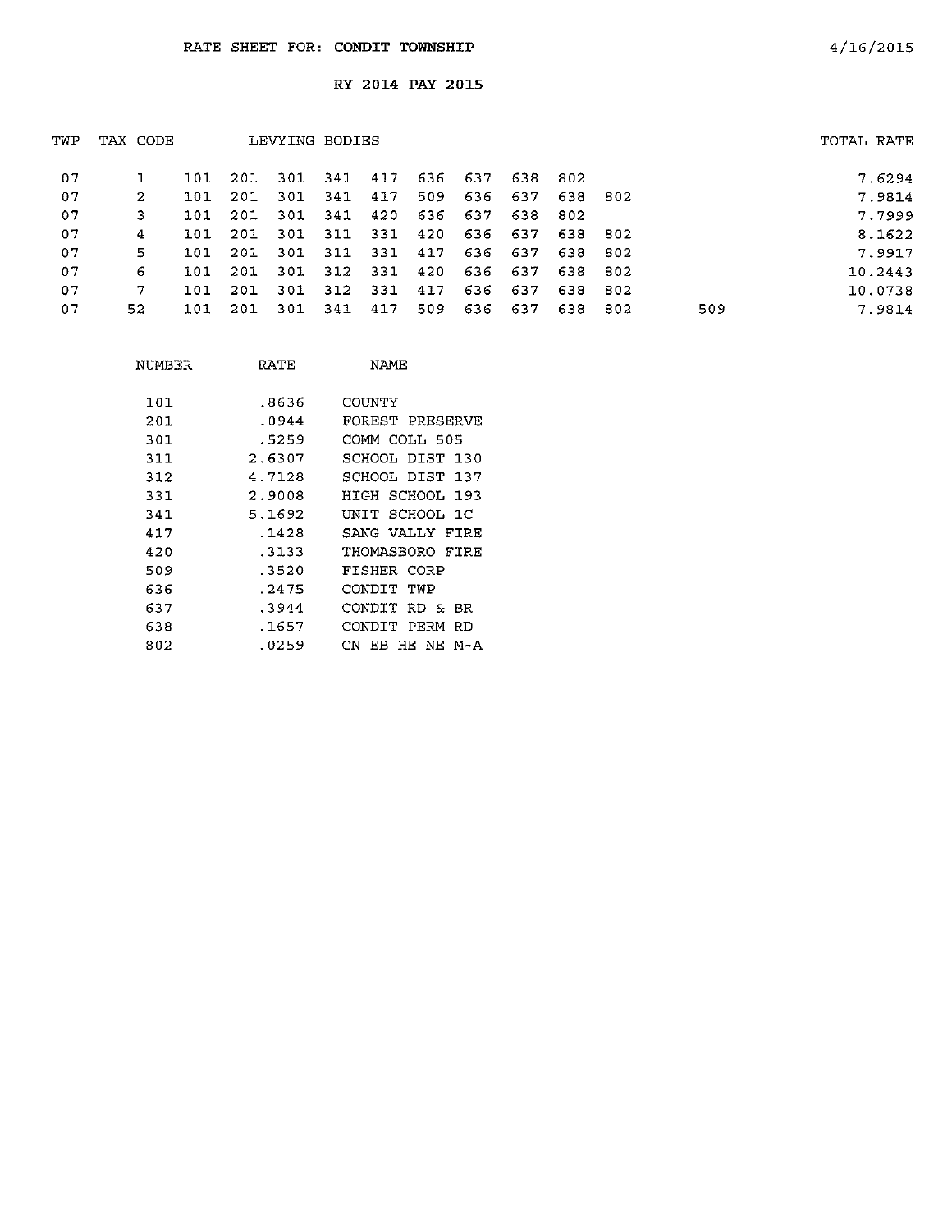RATE SHEET FOR: CONDIT TOWNSHIP 4/16/2015

RY 2014 PAY 2015

| TWP | TAX CODE | LEVYING BODIES | | | | | | | | | | | TOTAL RATE |
|---|---|---|---|---|---|---|---|---|---|---|---|---|---|
| 07 | 1 | 101 | 201 | 301 | 341 | 417 | 636 | 637 | 638 | 802 | | | 7.6294 |
| 07 | 2 | 101 | 201 | 301 | 341 | 417 | 509 | 636 | 637 | 638 | 802 | | 7.9814 |
| 07 | 3 | 101 | 201 | 301 | 341 | 420 | 636 | 637 | 638 | 802 | | | 7.7999 |
| 07 | 4 | 101 | 201 | 301 | 311 | 331 | 420 | 636 | 637 | 638 | 802 | | 8.1622 |
| 07 | 5 | 101 | 201 | 301 | 311 | 331 | 417 | 636 | 637 | 638 | 802 | | 7.9917 |
| 07 | 6 | 101 | 201 | 301 | 312 | 331 | 420 | 636 | 637 | 638 | 802 | | 10.2443 |
| 07 | 7 | 101 | 201 | 301 | 312 | 331 | 417 | 636 | 637 | 638 | 802 | | 10.0738 |
| 07 | 52 | 101 | 201 | 301 | 341 | 417 | 509 | 636 | 637 | 638 | 802 | 509 | 7.9814 |

| NUMBER | RATE | NAME |
|---|---|---|
| 101 | .8636 | COUNTY |
| 201 | .0944 | FOREST PRESERVE |
| 301 | .5259 | COMM COLL 505 |
| 311 | 2.6307 | SCHOOL DIST 130 |
| 312 | 4.7128 | SCHOOL DIST 137 |
| 331 | 2.9008 | HIGH SCHOOL 193 |
| 341 | 5.1692 | UNIT SCHOOL 1C |
| 417 | .1428 | SANG VALLY FIRE |
| 420 | .3133 | THOMASBORO FIRE |
| 509 | .3520 | FISHER CORP |
| 636 | .2475 | CONDIT TWP |
| 637 | .3944 | CONDIT RD & BR |
| 638 | .1657 | CONDIT PERM RD |
| 802 | .0259 | CN EB HE NE M-A |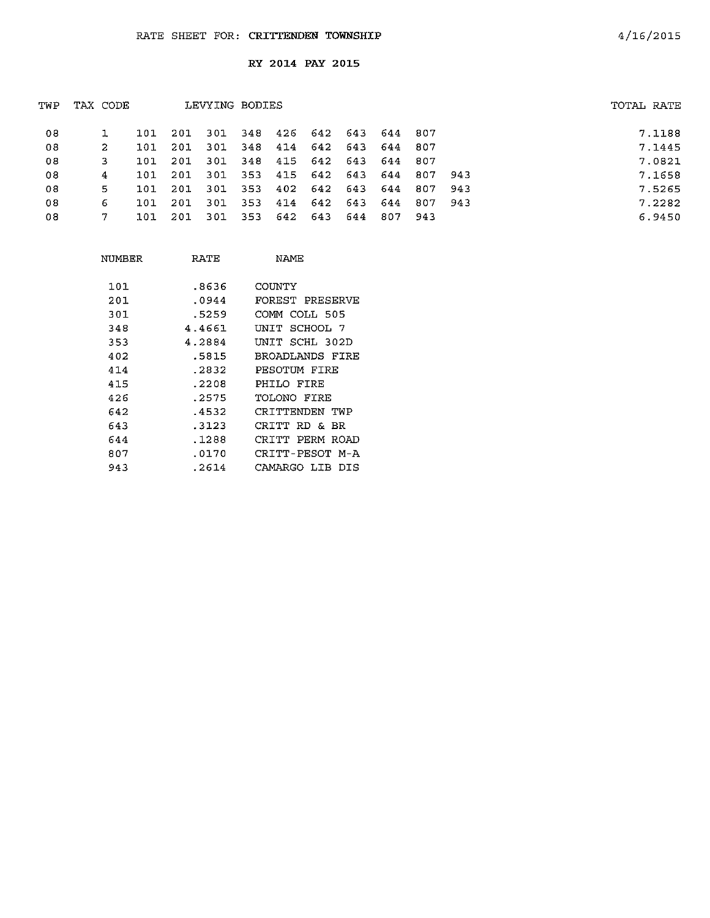RATE SHEET FOR: **CRITTENDEN TOWNSHIP** 4/16/2015

**RY 2014 PAY 2015**

| TWP | TAX CODE | LEVYING BODIES | | | | | | | | | | TOTAL RATE |
|---|---|---|---|---|---|---|---|---|---|---|---|---|
| 08 | 1 | 101 | 201 | 301 | 348 | 426 | 642 | 643 | 644 | 807 | | 7.1188 |
| 08 | 2 | 101 | 201 | 301 | 348 | 414 | 642 | 643 | 644 | 807 | | 7.1445 |
| 08 | 3 | 101 | 201 | 301 | 348 | 415 | 642 | 643 | 644 | 807 | | 7.0821 |
| 08 | 4 | 101 | 201 | 301 | 353 | 415 | 642 | 643 | 644 | 807 | 943 | 7.1658 |
| 08 | 5 | 101 | 201 | 301 | 353 | 402 | 642 | 643 | 644 | 807 | 943 | 7.5265 |
| 08 | 6 | 101 | 201 | 301 | 353 | 414 | 642 | 643 | 644 | 807 | 943 | 7.2282 |
| 08 | 7 | 101 | 201 | 301 | 353 | 642 | 643 | 644 | 807 | 943 | | 6.9450 |

| NUMBER | RATE | NAME |
|---|---|---|
| 101 | .8636 | COUNTY |
| 201 | .0944 | FOREST PRESERVE |
| 301 | .5259 | COMM COLL 505 |
| 348 | 4.4661 | UNIT SCHOOL 7 |
| 353 | 4.2884 | UNIT SCHL 302D |
| 402 | .5815 | BROADLANDS FIRE |
| 414 | .2832 | PESOTUM FIRE |
| 415 | .2208 | PHILO FIRE |
| 426 | .2575 | TOLONO FIRE |
| 642 | .4532 | CRITTENDEN TWP |
| 643 | .3123 | CRITT RD & BR |
| 644 | .1288 | CRITT PERM ROAD |
| 807 | .0170 | CRITT-PESOT M-A |
| 943 | .2614 | CAMARGO LIB DIS |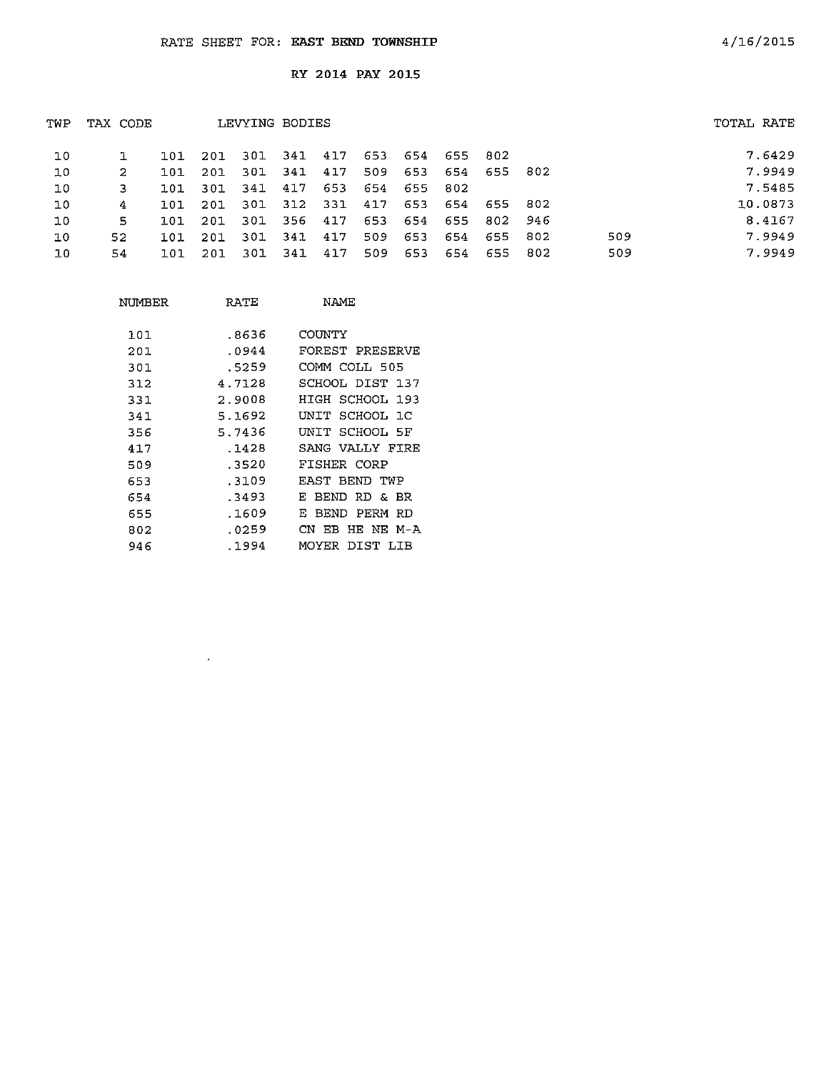RATE SHEET FOR: **EAST BEND TOWNSHIP**

4/16/2015

RY 2014 PAY 2015

| TWP | TAX CODE | LEVYING BODIES | | | | | | | | | | | TOTAL RATE |
|---|---|---|---|---|---|---|---|---|---|---|---|---|---|
| 10 | 1 | 101 | 201 | 301 | 341 | 417 | 653 | 654 | 655 | 802 | | | 7.6429 |
| 10 | 2 | 101 | 201 | 301 | 341 | 417 | 509 | 653 | 654 | 655 | 802 | | 7.9949 |
| 10 | 3 | 101 | 301 | 341 | 417 | 653 | 654 | 655 | 802 | | | | 7.5485 |
| 10 | 4 | 101 | 201 | 301 | 312 | 331 | 417 | 653 | 654 | 655 | 802 | | 10.0873 |
| 10 | 5 | 101 | 201 | 301 | 356 | 417 | 653 | 654 | 655 | 802 | 946 | | 8.4167 |
| 10 | 52 | 101 | 201 | 301 | 341 | 417 | 509 | 653 | 654 | 655 | 802 | 509 | 7.9949 |
| 10 | 54 | 101 | 201 | 301 | 341 | 417 | 509 | 653 | 654 | 655 | 802 | 509 | 7.9949 |

| NUMBER | RATE | NAME |
|---|---|---|
| 101 | .8636 | COUNTY |
| 201 | .0944 | FOREST PRESERVE |
| 301 | .5259 | COMM COLL 505 |
| 312 | 4.7128 | SCHOOL DIST 137 |
| 331 | 2.9008 | HIGH SCHOOL 193 |
| 341 | 5.1692 | UNIT SCHOOL 1C |
| 356 | 5.7436 | UNIT SCHOOL 5F |
| 417 | .1428 | SANG VALLY FIRE |
| 509 | .3520 | FISHER CORP |
| 653 | .3109 | EAST BEND TWP |
| 654 | .3493 | E BEND RD & BR |
| 655 | .1609 | E BEND PERM RD |
| 802 | .0259 | CN EB HE NE M-A |
| 946 | .1994 | MOYER DIST LIB |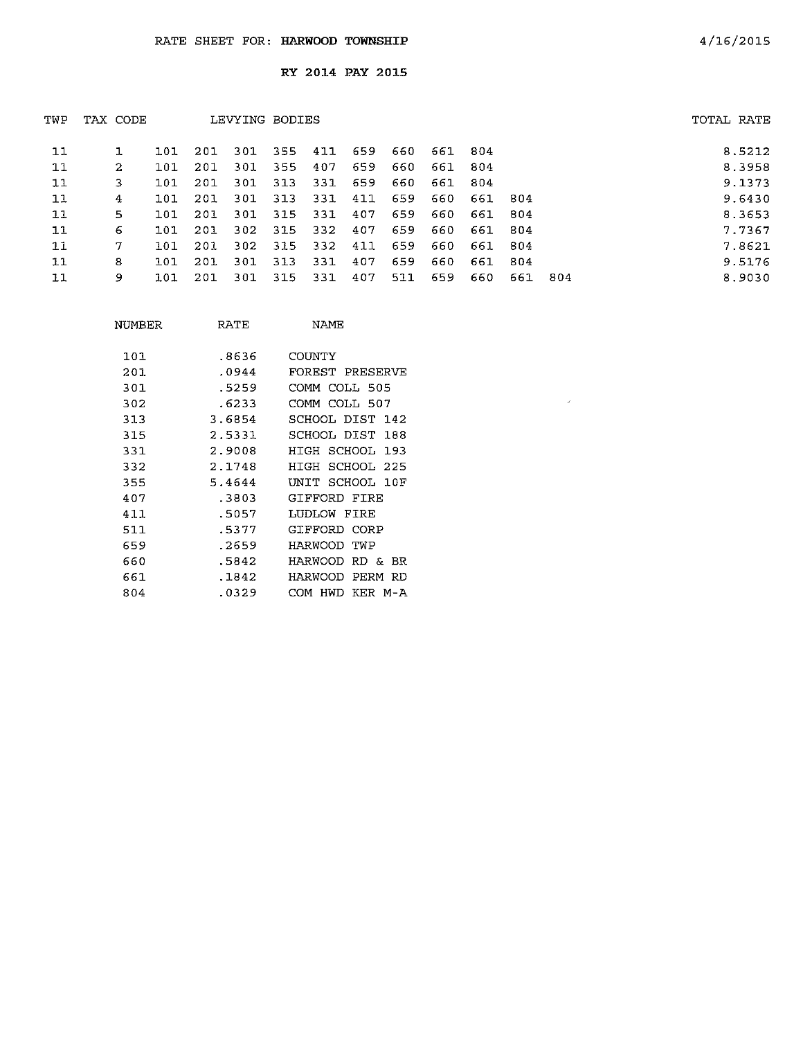RATE SHEET FOR: **HARWOOD TOWNSHIP** 4/16/2015

**RY 2014 PAY 2015**

| TWP | TAX CODE | LEVYING BODIES | | | | | | | | | | | | TOTAL RATE |
|---|---|---|---|---|---|---|---|---|---|---|---|---|---|---|
| 11 | 1 | 101 | 201 | 301 | 355 | 411 | 659 | 660 | 661 | 804 | | | | 8.5212 |
| 11 | 2 | 101 | 201 | 301 | 355 | 407 | 659 | 660 | 661 | 804 | | | | 8.3958 |
| 11 | 3 | 101 | 201 | 301 | 313 | 331 | 659 | 660 | 661 | 804 | | | | 9.1373 |
| 11 | 4 | 101 | 201 | 301 | 313 | 331 | 411 | 659 | 660 | 661 | 804 | | | 9.6430 |
| 11 | 5 | 101 | 201 | 301 | 315 | 331 | 407 | 659 | 660 | 661 | 804 | | | 8.3653 |
| 11 | 6 | 101 | 201 | 302 | 315 | 332 | 407 | 659 | 660 | 661 | 804 | | | 7.7367 |
| 11 | 7 | 101 | 201 | 302 | 315 | 332 | 411 | 659 | 660 | 661 | 804 | | | 7.8621 |
| 11 | 8 | 101 | 201 | 301 | 313 | 331 | 407 | 659 | 660 | 661 | 804 | | | 9.5176 |
| 11 | 9 | 101 | 201 | 301 | 315 | 331 | 407 | 511 | 659 | 660 | 661 | 804 | | 8.9030 |

| NUMBER | RATE | NAME |
|---|---|---|
| 101 | .8636 | COUNTY |
| 201 | .0944 | FOREST PRESERVE |
| 301 | .5259 | COMM COLL 505 |
| 302 | .6233 | COMM COLL 507 |
| 313 | 3.6854 | SCHOOL DIST 142 |
| 315 | 2.5331 | SCHOOL DIST 188 |
| 331 | 2.9008 | HIGH SCHOOL 193 |
| 332 | 2.1748 | HIGH SCHOOL 225 |
| 355 | 5.4644 | UNIT SCHOOL 10F |
| 407 | .3803 | GIFFORD FIRE |
| 411 | .5057 | LUDLOW FIRE |
| 511 | .5377 | GIFFORD CORP |
| 659 | .2659 | HARWOOD TWP |
| 660 | .5842 | HARWOOD RD & BR |
| 661 | .1842 | HARWOOD PERM RD |
| 804 | .0329 | COM HWD KER M-A |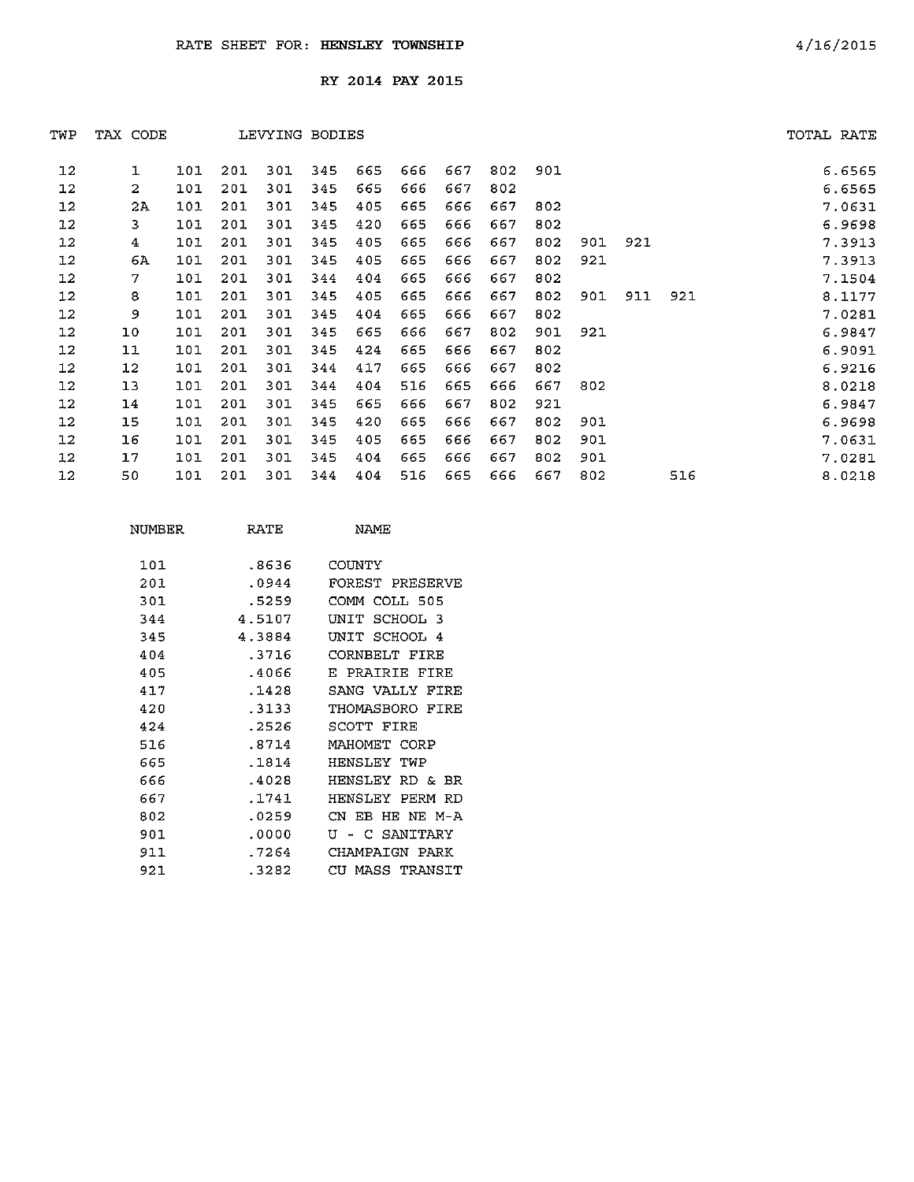RATE SHEET FOR: **HENSLEY TOWNSHIP** 4/16/2015

RY 2014 PAY 2015

| TWP | TAX CODE | LEVYING BODIES | | | | | | | | | | | | TOTAL RATE |
|---|---|---|---|---|---|---|---|---|---|---|---|---|---|---|
| 12 | 1 | 101 | 201 | 301 | 345 | 665 | 666 | 667 | 802 | 901 | | | | 6.6565 |
| 12 | 2 | 101 | 201 | 301 | 345 | 665 | 666 | 667 | 802 | | | | | 6.6565 |
| 12 | 2A | 101 | 201 | 301 | 345 | 405 | 665 | 666 | 667 | 802 | | | | 7.0631 |
| 12 | 3 | 101 | 201 | 301 | 345 | 420 | 665 | 666 | 667 | 802 | | | | 6.9698 |
| 12 | 4 | 101 | 201 | 301 | 345 | 405 | 665 | 666 | 667 | 802 | 901 | 921 | | 7.3913 |
| 12 | 6A | 101 | 201 | 301 | 345 | 405 | 665 | 666 | 667 | 802 | 921 | | | 7.3913 |
| 12 | 7 | 101 | 201 | 301 | 344 | 404 | 665 | 666 | 667 | 802 | | | | 7.1504 |
| 12 | 8 | 101 | 201 | 301 | 345 | 405 | 665 | 666 | 667 | 802 | 901 | 911 | 921 | 8.1177 |
| 12 | 9 | 101 | 201 | 301 | 345 | 404 | 665 | 666 | 667 | 802 | | | | 7.0281 |
| 12 | 10 | 101 | 201 | 301 | 345 | 665 | 666 | 667 | 802 | 901 | 921 | | | 6.9847 |
| 12 | 11 | 101 | 201 | 301 | 345 | 424 | 665 | 666 | 667 | 802 | | | | 6.9091 |
| 12 | 12 | 101 | 201 | 301 | 344 | 417 | 665 | 666 | 667 | 802 | | | | 6.9216 |
| 12 | 13 | 101 | 201 | 301 | 344 | 404 | 516 | 665 | 666 | 667 | 802 | | | 8.0218 |
| 12 | 14 | 101 | 201 | 301 | 345 | 665 | 666 | 667 | 802 | 921 | | | | 6.9847 |
| 12 | 15 | 101 | 201 | 301 | 345 | 420 | 665 | 666 | 667 | 802 | 901 | | | 6.9698 |
| 12 | 16 | 101 | 201 | 301 | 345 | 405 | 665 | 666 | 667 | 802 | 901 | | | 7.0631 |
| 12 | 17 | 101 | 201 | 301 | 345 | 404 | 665 | 666 | 667 | 802 | 901 | | | 7.0281 |
| 12 | 50 | 101 | 201 | 301 | 344 | 404 | 516 | 665 | 666 | 667 | 802 | | 516 | 8.0218 |

| NUMBER | RATE | NAME |
|---|---|---|
| 101 | .8636 | COUNTY |
| 201 | .0944 | FOREST PRESERVE |
| 301 | .5259 | COMM COLL 505 |
| 344 | 4.5107 | UNIT SCHOOL 3 |
| 345 | 4.3884 | UNIT SCHOOL 4 |
| 404 | .3716 | CORNBELT FIRE |
| 405 | .4066 | E PRAIRIE FIRE |
| 417 | .1428 | SANG VALLY FIRE |
| 420 | .3133 | THOMASBORO FIRE |
| 424 | .2526 | SCOTT FIRE |
| 516 | .8714 | MAHOMET CORP |
| 665 | .1814 | HENSLEY TWP |
| 666 | .4028 | HENSLEY RD & BR |
| 667 | .1741 | HENSLEY PERM RD |
| 802 | .0259 | CN EB HE NE M-A |
| 901 | .0000 | U - C SANITARY |
| 911 | .7264 | CHAMPAIGN PARK |
| 921 | .3282 | CU MASS TRANSIT |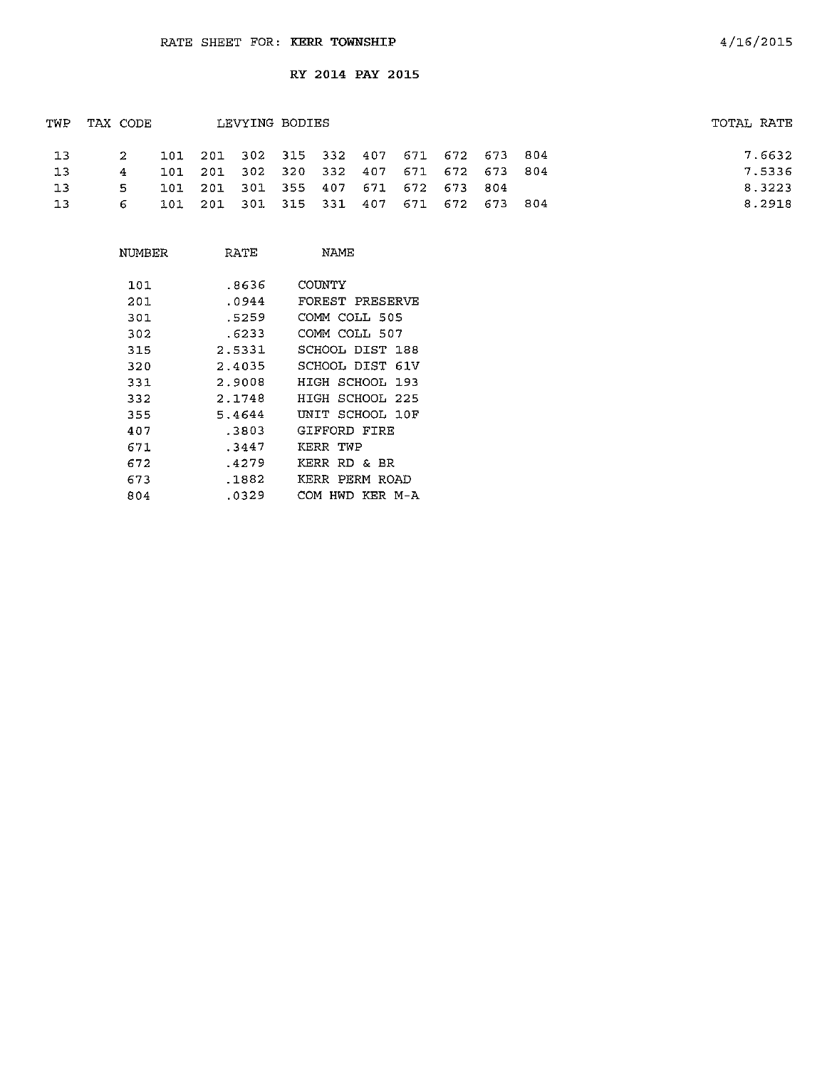RATE SHEET FOR: **KERR TOWNSHIP**

4/16/2015

**RY 2014 PAY 2015**

| TWP | TAX CODE | LEVYING BODIES | TOTAL RATE |
|---|---|---|---|
| 13 | 2 | 101 201 302 315 332 407 671 672 673 804 | 7.6632 |
| 13 | 4 | 101 201 302 320 332 407 671 672 673 804 | 7.5336 |
| 13 | 5 | 101 201 301 355 407 671 672 673 804 | 8.3223 |
| 13 | 6 | 101 201 301 315 331 407 671 672 673 804 | 8.2918 |

| NUMBER | RATE | NAME |
|---|---|---|
| 101 | .8636 | COUNTY |
| 201 | .0944 | FOREST PRESERVE |
| 301 | .5259 | COMM COLL 505 |
| 302 | .6233 | COMM COLL 507 |
| 315 | 2.5331 | SCHOOL DIST 188 |
| 320 | 2.4035 | SCHOOL DIST 61V |
| 331 | 2.9008 | HIGH SCHOOL 193 |
| 332 | 2.1748 | HIGH SCHOOL 225 |
| 355 | 5.4644 | UNIT SCHOOL 10F |
| 407 | .3803 | GIFFORD FIRE |
| 671 | .3447 | KERR TWP |
| 672 | .4279 | KERR RD & BR |
| 673 | .1882 | KERR PERM ROAD |
| 804 | .0329 | COM HWD KER M-A |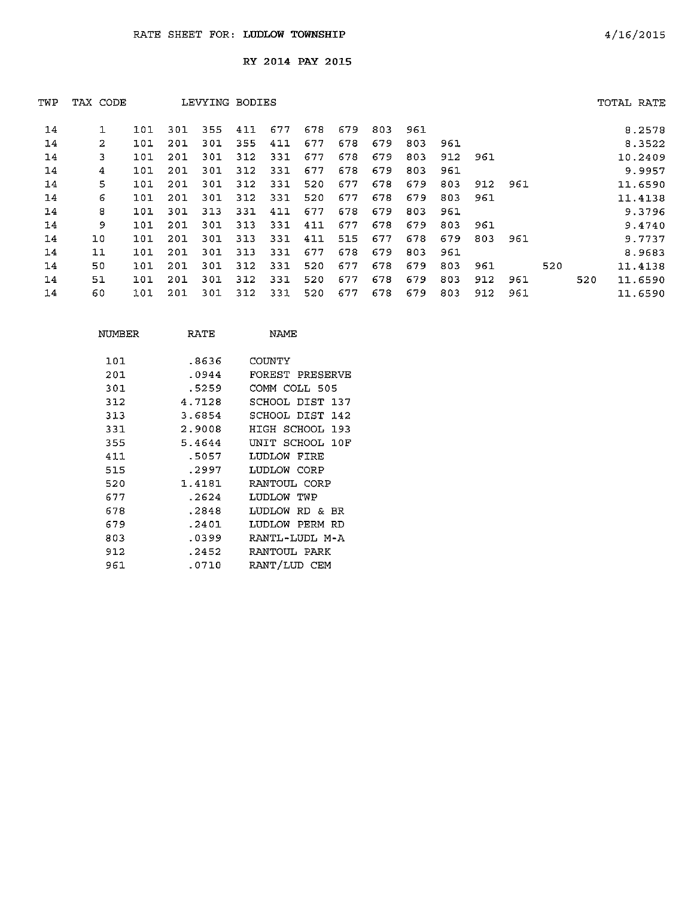RATE SHEET FOR: **LUDLOW TOWNSHIP**

4/16/2015

RY 2014 PAY 2015

| TWP | TAX CODE | LEVYING BODIES | | | | | | | | | | | | | | TOTAL RATE |
|---|---|---|---|---|---|---|---|---|---|---|---|---|---|---|---|---|
| 14 | 1 | 101 | 301 | 355 | 411 | 677 | 678 | 679 | 803 | 961 | | | | | | 8.2578 |
| 14 | 2 | 101 | 201 | 301 | 355 | 411 | 677 | 678 | 679 | 803 | 961 | | | | | 8.3522 |
| 14 | 3 | 101 | 201 | 301 | 312 | 331 | 677 | 678 | 679 | 803 | 912 | 961 | | | | 10.2409 |
| 14 | 4 | 101 | 201 | 301 | 312 | 331 | 677 | 678 | 679 | 803 | 961 | | | | | 9.9957 |
| 14 | 5 | 101 | 201 | 301 | 312 | 331 | 520 | 677 | 678 | 679 | 803 | 912 | 961 | | | 11.6590 |
| 14 | 6 | 101 | 201 | 301 | 312 | 331 | 520 | 677 | 678 | 679 | 803 | 961 | | | | 11.4138 |
| 14 | 8 | 101 | 301 | 313 | 331 | 411 | 677 | 678 | 679 | 803 | 961 | | | | | 9.3796 |
| 14 | 9 | 101 | 201 | 301 | 313 | 331 | 411 | 677 | 678 | 679 | 803 | 961 | | | | 9.4740 |
| 14 | 10 | 101 | 201 | 301 | 313 | 331 | 411 | 515 | 677 | 678 | 679 | 803 | 961 | | | 9.7737 |
| 14 | 11 | 101 | 201 | 301 | 313 | 331 | 677 | 678 | 679 | 803 | 961 | | | | | 8.9683 |
| 14 | 50 | 101 | 201 | 301 | 312 | 331 | 520 | 677 | 678 | 679 | 803 | 961 | | 520 | | 11.4138 |
| 14 | 51 | 101 | 201 | 301 | 312 | 331 | 520 | 677 | 678 | 679 | 803 | 912 | 961 | | 520 | 11.6590 |
| 14 | 60 | 101 | 201 | 301 | 312 | 331 | 520 | 677 | 678 | 679 | 803 | 912 | 961 | | | 11.6590 |

| NUMBER | RATE | NAME |
|---|---|---|
| 101 | .8636 | COUNTY |
| 201 | .0944 | FOREST PRESERVE |
| 301 | .5259 | COMM COLL 505 |
| 312 | 4.7128 | SCHOOL DIST 137 |
| 313 | 3.6854 | SCHOOL DIST 142 |
| 331 | 2.9008 | HIGH SCHOOL 193 |
| 355 | 5.4644 | UNIT SCHOOL 10F |
| 411 | .5057 | LUDLOW FIRE |
| 515 | .2997 | LUDLOW CORP |
| 520 | 1.4181 | RANTOUL CORP |
| 677 | .2624 | LUDLOW TWP |
| 678 | .2848 | LUDLOW RD & BR |
| 679 | .2401 | LUDLOW PERM RD |
| 803 | .0399 | RANTL-LUDL M-A |
| 912 | .2452 | RANTOUL PARK |
| 961 | .0710 | RANT/LUD CEM |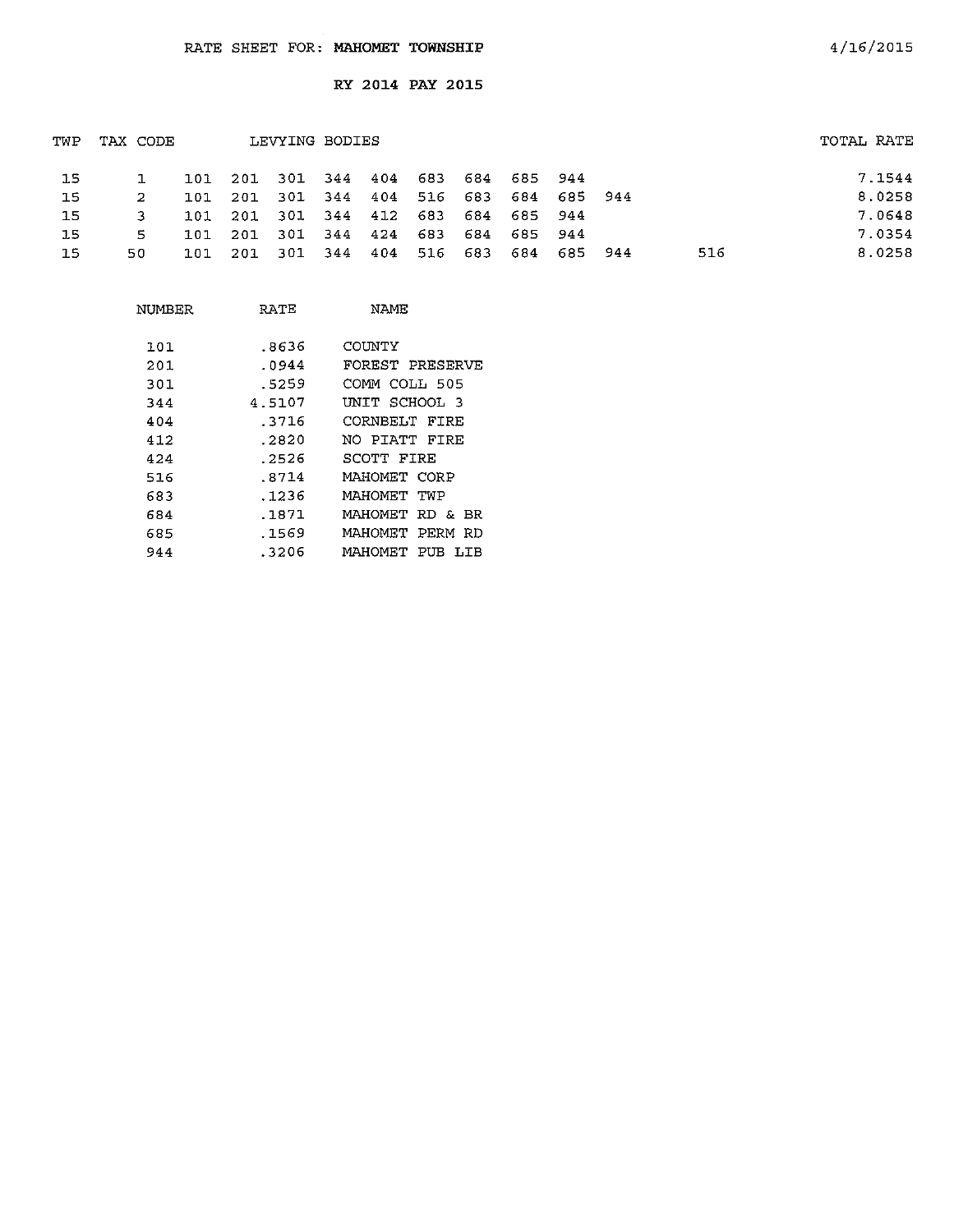RATE SHEET FOR: **MAHOMET TOWNSHIP** 4/16/2015

**RY 2014 PAY 2015**

| TWP | TAX CODE | LEVYING BODIES | | | | | | | | | | | TOTAL RATE |
|---|---|---|---|---|---|---|---|---|---|---|---|---|---|
| 15 | 1 | 101 | 201 | 301 | 344 | 404 | 683 | 684 | 685 | 944 | | | 7.1544 |
| 15 | 2 | 101 | 201 | 301 | 344 | 404 | 516 | 683 | 684 | 685 | 944 | | 8.0258 |
| 15 | 3 | 101 | 201 | 301 | 344 | 412 | 683 | 684 | 685 | 944 | | | 7.0648 |
| 15 | 5 | 101 | 201 | 301 | 344 | 424 | 683 | 684 | 685 | 944 | | | 7.0354 |
| 15 | 50 | 101 | 201 | 301 | 344 | 404 | 516 | 683 | 684 | 685 | 944 | 516 | 8.0258 |

| NUMBER | RATE | NAME |
|---|---|---|
| 101 | .8636 | COUNTY |
| 201 | .0944 | FOREST PRESERVE |
| 301 | .5259 | COMM COLL 505 |
| 344 | 4.5107 | UNIT SCHOOL 3 |
| 404 | .3716 | CORNBELT FIRE |
| 412 | .2820 | NO PIATT FIRE |
| 424 | .2526 | SCOTT FIRE |
| 516 | .8714 | MAHOMET CORP |
| 683 | .1236 | MAHOMET TWP |
| 684 | .1871 | MAHOMET RD & BR |
| 685 | .1569 | MAHOMET PERM RD |
| 944 | .3206 | MAHOMET PUB LIB |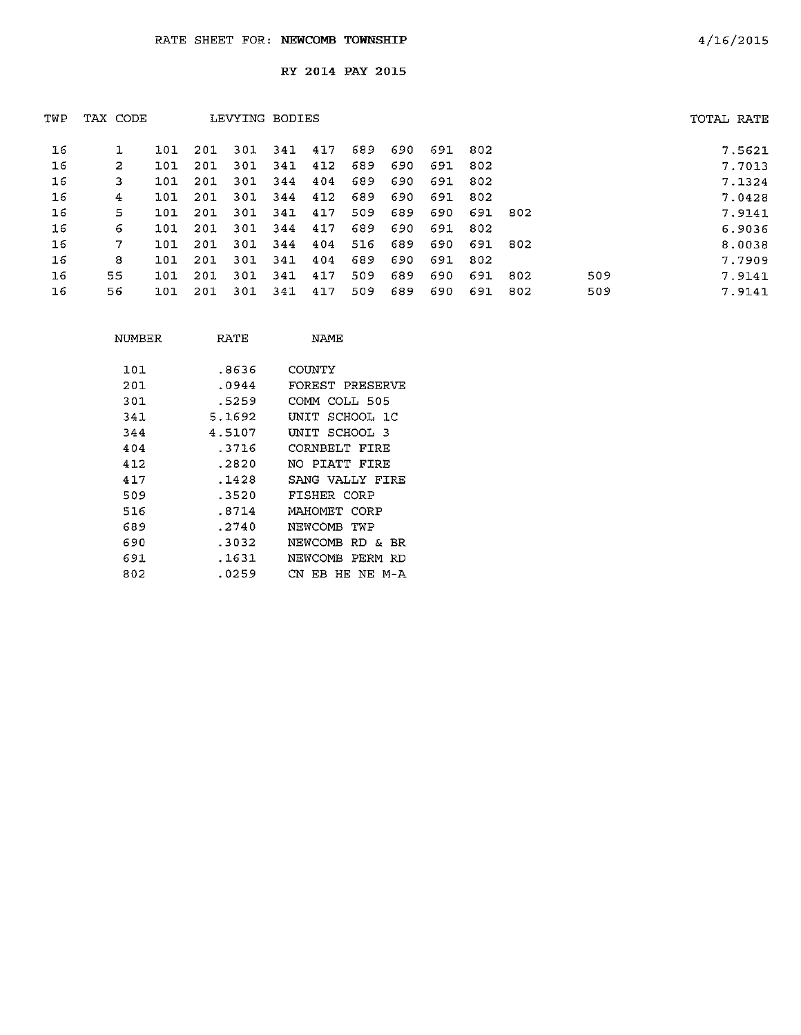RATE SHEET FOR: **NEWCOMB TOWNSHIP**

4/16/2015

**RY 2014 PAY 2015**

| TWP | TAX CODE | LEVYING BODIES | | | | | | | | | | | TOTAL RATE |
|---|---|---|---|---|---|---|---|---|---|---|---|---|---|
| 16 | 1 | 101 | 201 | 301 | 341 | 417 | 689 | 690 | 691 | 802 | | | 7.5621 |
| 16 | 2 | 101 | 201 | 301 | 341 | 412 | 689 | 690 | 691 | 802 | | | 7.7013 |
| 16 | 3 | 101 | 201 | 301 | 344 | 404 | 689 | 690 | 691 | 802 | | | 7.1324 |
| 16 | 4 | 101 | 201 | 301 | 344 | 412 | 689 | 690 | 691 | 802 | | | 7.0428 |
| 16 | 5 | 101 | 201 | 301 | 341 | 417 | 509 | 689 | 690 | 691 | 802 | | 7.9141 |
| 16 | 6 | 101 | 201 | 301 | 344 | 417 | 689 | 690 | 691 | 802 | | | 6.9036 |
| 16 | 7 | 101 | 201 | 301 | 344 | 404 | 516 | 689 | 690 | 691 | 802 | | 8.0038 |
| 16 | 8 | 101 | 201 | 301 | 341 | 404 | 689 | 690 | 691 | 802 | | | 7.7909 |
| 16 | 55 | 101 | 201 | 301 | 341 | 417 | 509 | 689 | 690 | 691 | 802 | 509 | 7.9141 |
| 16 | 56 | 101 | 201 | 301 | 341 | 417 | 509 | 689 | 690 | 691 | 802 | 509 | 7.9141 |

| NUMBER | RATE | NAME |
|---|---|---|
| 101 | .8636 | COUNTY |
| 201 | .0944 | FOREST PRESERVE |
| 301 | .5259 | COMM COLL 505 |
| 341 | 5.1692 | UNIT SCHOOL 1C |
| 344 | 4.5107 | UNIT SCHOOL 3 |
| 404 | .3716 | CORNBELT FIRE |
| 412 | .2820 | NO PIATT FIRE |
| 417 | .1428 | SANG VALLY FIRE |
| 509 | .3520 | FISHER CORP |
| 516 | .8714 | MAHOMET CORP |
| 689 | .2740 | NEWCOMB TWP |
| 690 | .3032 | NEWCOMB RD & BR |
| 691 | .1631 | NEWCOMB PERM RD |
| 802 | .0259 | CN EB HE NE M-A |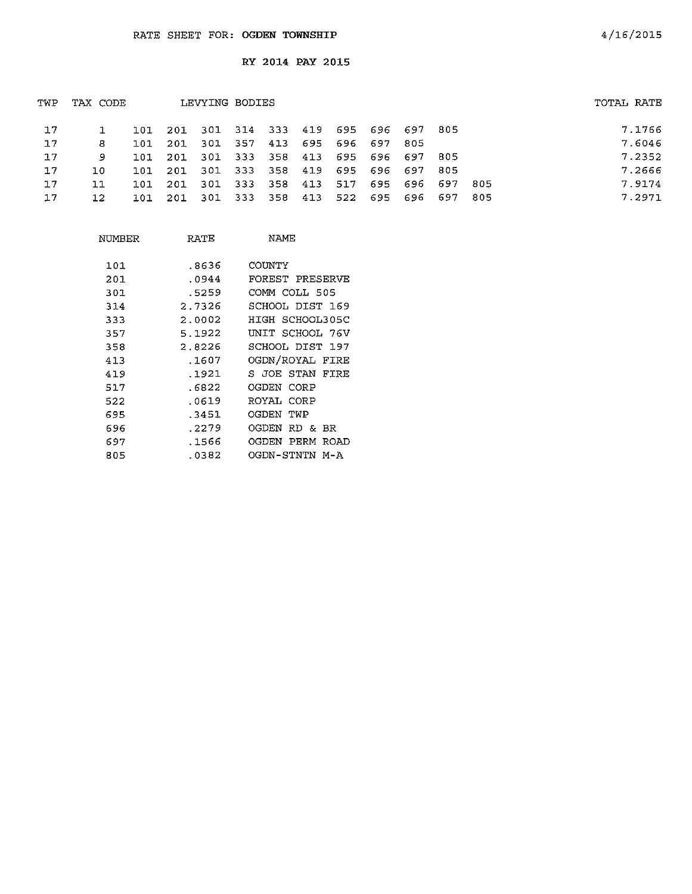RATE SHEET FOR: **OGDEN TOWNSHIP** 4/16/2015

RY 2014 PAY 2015

| TWP | TAX CODE | LEVYING BODIES | | | | | | | | | | | TOTAL RATE |
|---|---|---|---|---|---|---|---|---|---|---|---|---|---|
| 17 | 1 | 101 | 201 | 301 | 314 | 333 | 419 | 695 | 696 | 697 | 805 | | 7.1766 |
| 17 | 8 | 101 | 201 | 301 | 357 | 413 | 695 | 696 | 697 | 805 | | | 7.6046 |
| 17 | 9 | 101 | 201 | 301 | 333 | 358 | 413 | 695 | 696 | 697 | 805 | | 7.2352 |
| 17 | 10 | 101 | 201 | 301 | 333 | 358 | 419 | 695 | 696 | 697 | 805 | | 7.2666 |
| 17 | 11 | 101 | 201 | 301 | 333 | 358 | 413 | 517 | 695 | 696 | 697 | 805 | 7.9174 |
| 17 | 12 | 101 | 201 | 301 | 333 | 358 | 413 | 522 | 695 | 696 | 697 | 805 | 7.2971 |

| NUMBER | RATE | NAME |
|---|---|---|
| 101 | .8636 | COUNTY |
| 201 | .0944 | FOREST PRESERVE |
| 301 | .5259 | COMM COLL 505 |
| 314 | 2.7326 | SCHOOL DIST 169 |
| 333 | 2.0002 | HIGH SCHOOL305C |
| 357 | 5.1922 | UNIT SCHOOL 76V |
| 358 | 2.8226 | SCHOOL DIST 197 |
| 413 | .1607 | OGDN/ROYAL FIRE |
| 419 | .1921 | S JOE STAN FIRE |
| 517 | .6822 | OGDEN CORP |
| 522 | .0619 | ROYAL CORP |
| 695 | .3451 | OGDEN TWP |
| 696 | .2279 | OGDEN RD & BR |
| 697 | .1566 | OGDEN PERM ROAD |
| 805 | .0382 | OGDN-STNTN M-A |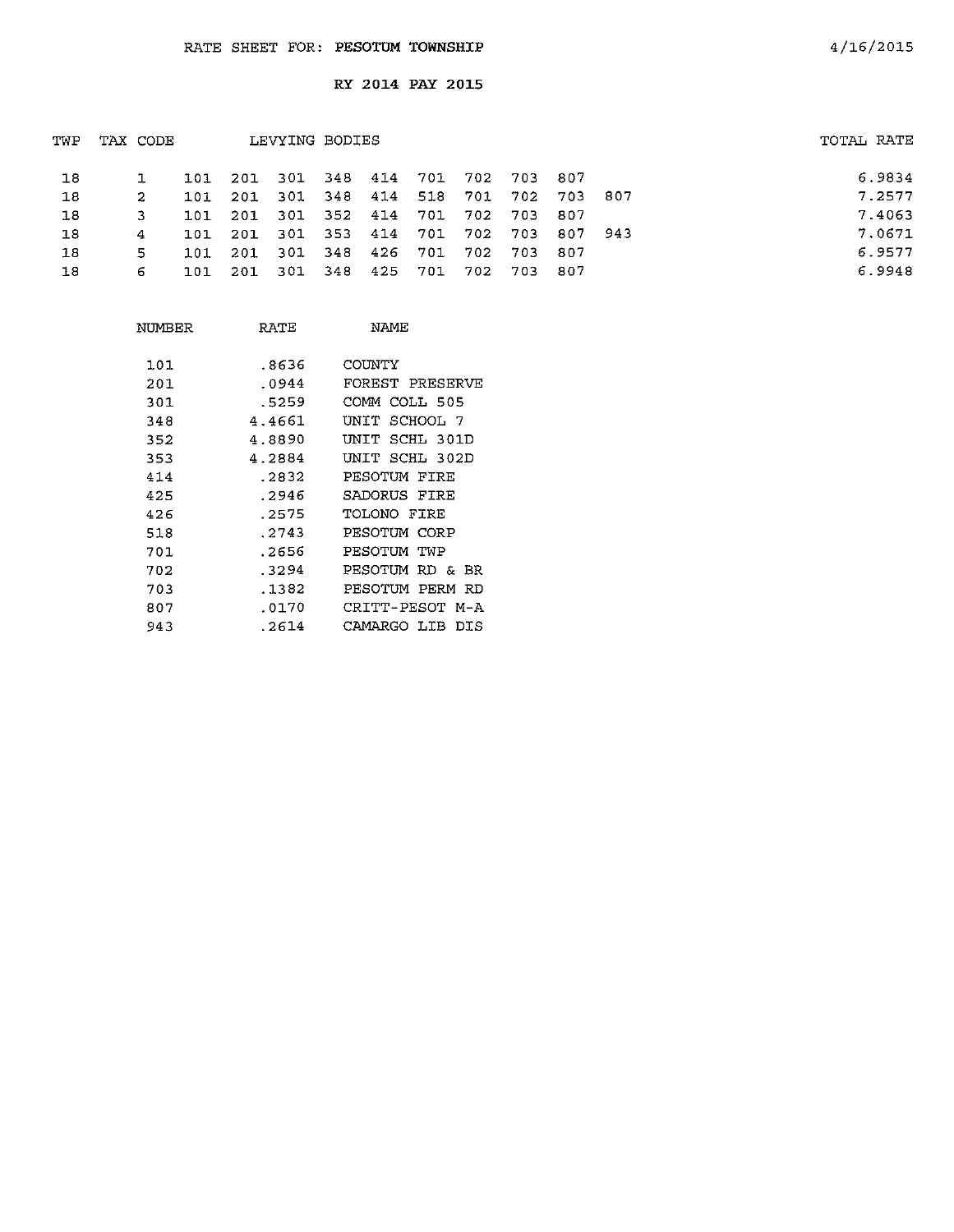RATE SHEET FOR: PESOTUM TOWNSHIP

4/16/2015

RY 2014 PAY 2015

| TWP | TAX CODE | LEVYING BODIES | | | | | | | | | | TOTAL RATE |
|---|---|---|---|---|---|---|---|---|---|---|---|---|
| 18 | 1 | 101 | 201 | 301 | 348 | 414 | 701 | 702 | 703 | 807 | | 6.9834 |
| 18 | 2 | 101 | 201 | 301 | 348 | 414 | 518 | 701 | 702 | 703 | 807 | 7.2577 |
| 18 | 3 | 101 | 201 | 301 | 352 | 414 | 701 | 702 | 703 | 807 | | 7.4063 |
| 18 | 4 | 101 | 201 | 301 | 353 | 414 | 701 | 702 | 703 | 807 | 943 | 7.0671 |
| 18 | 5 | 101 | 201 | 301 | 348 | 426 | 701 | 702 | 703 | 807 | | 6.9577 |
| 18 | 6 | 101 | 201 | 301 | 348 | 425 | 701 | 702 | 703 | 807 | | 6.9948 |

| NUMBER | RATE | NAME |
|---|---|---|
| 101 | .8636 | COUNTY |
| 201 | .0944 | FOREST PRESERVE |
| 301 | .5259 | COMM COLL 505 |
| 348 | 4.4661 | UNIT SCHOOL 7 |
| 352 | 4.8890 | UNIT SCHL 301D |
| 353 | 4.2884 | UNIT SCHL 302D |
| 414 | .2832 | PESOTUM FIRE |
| 425 | .2946 | SADORUS FIRE |
| 426 | .2575 | TOLONO FIRE |
| 518 | .2743 | PESOTUM CORP |
| 701 | .2656 | PESOTUM TWP |
| 702 | .3294 | PESOTUM RD & BR |
| 703 | .1382 | PESOTUM PERM RD |
| 807 | .0170 | CRITT-PESOT M-A |
| 943 | .2614 | CAMARGO LIB DIS |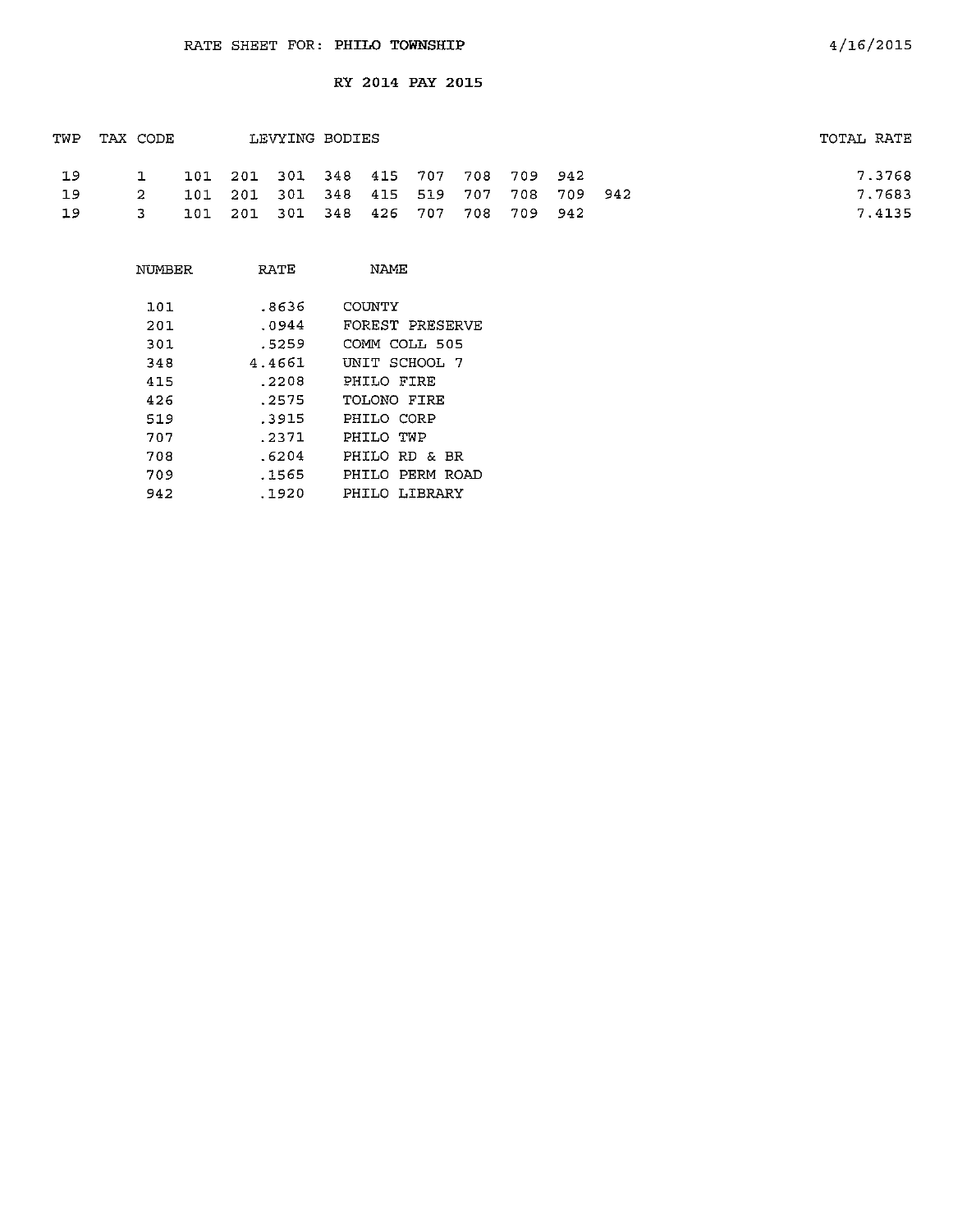RATE SHEET FOR: PHILO TOWNSHIP

4/16/2015

RY 2014 PAY 2015

| TWP | TAX CODE | LEVYING BODIES | TOTAL RATE |
|---|---|---|---|
| 19 | 1 | 101 201 301 348 415 707 708 709 942 | 7.3768 |
| 19 | 2 | 101 201 301 348 415 519 707 708 709 942 | 7.7683 |
| 19 | 3 | 101 201 301 348 426 707 708 709 942 | 7.4135 |

| NUMBER | RATE | NAME |
|---|---|---|
| 101 | .8636 | COUNTY |
| 201 | .0944 | FOREST PRESERVE |
| 301 | .5259 | COMM COLL 505 |
| 348 | 4.4661 | UNIT SCHOOL 7 |
| 415 | .2208 | PHILO FIRE |
| 426 | .2575 | TOLONO FIRE |
| 519 | .3915 | PHILO CORP |
| 707 | .2371 | PHILO TWP |
| 708 | .6204 | PHILO RD & BR |
| 709 | .1565 | PHILO PERM ROAD |
| 942 | .1920 | PHILO LIBRARY |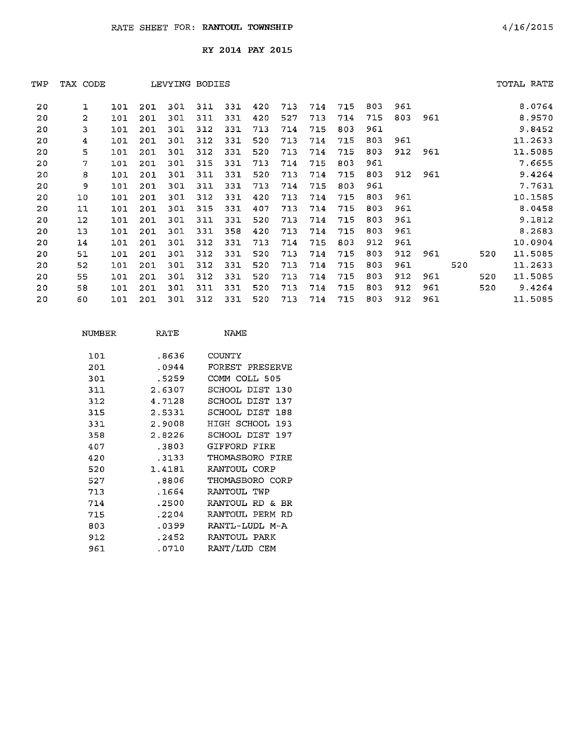RATE SHEET FOR: **RANTOUL TOWNSHIP** 4/16/2015

RY 2014 PAY 2015

| TWP | TAX CODE | LEVYING BODIES | | | | | | | | | | | | | | TOTAL RATE |
|---|---|---|---|---|---|---|---|---|---|---|---|---|---|---|---|---|
| 20 | 1 | 101 | 201 | 301 | 311 | 331 | 420 | 713 | 714 | 715 | 803 | 961 | | | | 8.0764 |
| 20 | 2 | 101 | 201 | 301 | 311 | 331 | 420 | 527 | 713 | 714 | 715 | 803 | 961 | | | 8.9570 |
| 20 | 3 | 101 | 201 | 301 | 312 | 331 | 713 | 714 | 715 | 803 | 961 | | | | | 9.8452 |
| 20 | 4 | 101 | 201 | 301 | 312 | 331 | 520 | 713 | 714 | 715 | 803 | 961 | | | | 11.2633 |
| 20 | 5 | 101 | 201 | 301 | 312 | 331 | 520 | 713 | 714 | 715 | 803 | 912 | 961 | | | 11.5085 |
| 20 | 7 | 101 | 201 | 301 | 315 | 331 | 713 | 714 | 715 | 803 | 961 | | | | | 7.6655 |
| 20 | 8 | 101 | 201 | 301 | 311 | 331 | 520 | 713 | 714 | 715 | 803 | 912 | 961 | | | 9.4264 |
| 20 | 9 | 101 | 201 | 301 | 311 | 331 | 713 | 714 | 715 | 803 | 961 | | | | | 7.7631 |
| 20 | 10 | 101 | 201 | 301 | 312 | 331 | 420 | 713 | 714 | 715 | 803 | 961 | | | | 10.1585 |
| 20 | 11 | 101 | 201 | 301 | 315 | 331 | 407 | 713 | 714 | 715 | 803 | 961 | | | | 8.0458 |
| 20 | 12 | 101 | 201 | 301 | 311 | 331 | 520 | 713 | 714 | 715 | 803 | 961 | | | | 9.1812 |
| 20 | 13 | 101 | 201 | 301 | 331 | 358 | 420 | 713 | 714 | 715 | 803 | 961 | | | | 8.2683 |
| 20 | 14 | 101 | 201 | 301 | 312 | 331 | 713 | 714 | 715 | 803 | 912 | 961 | | | | 10.0904 |
| 20 | 51 | 101 | 201 | 301 | 312 | 331 | 520 | 713 | 714 | 715 | 803 | 912 | 961 | | 520 | 11.5085 |
| 20 | 52 | 101 | 201 | 301 | 312 | 331 | 520 | 713 | 714 | 715 | 803 | 961 | | 520 | | 11.2633 |
| 20 | 55 | 101 | 201 | 301 | 312 | 331 | 520 | 713 | 714 | 715 | 803 | 912 | 961 | | 520 | 11.5085 |
| 20 | 58 | 101 | 201 | 301 | 311 | 331 | 520 | 713 | 714 | 715 | 803 | 912 | 961 | | 520 | 9.4264 |
| 20 | 60 | 101 | 201 | 301 | 312 | 331 | 520 | 713 | 714 | 715 | 803 | 912 | 961 | | | 11.5085 |

| NUMBER | RATE | NAME |
|---|---|---|
| 101 | .8636 | COUNTY |
| 201 | .0944 | FOREST PRESERVE |
| 301 | .5259 | COMM COLL 505 |
| 311 | 2.6307 | SCHOOL DIST 130 |
| 312 | 4.7128 | SCHOOL DIST 137 |
| 315 | 2.5331 | SCHOOL DIST 188 |
| 331 | 2.9008 | HIGH SCHOOL 193 |
| 358 | 2.8226 | SCHOOL DIST 197 |
| 407 | .3803 | GIFFORD FIRE |
| 420 | .3133 | THOMASBORO FIRE |
| 520 | 1.4181 | RANTOUL CORP |
| 527 | .8806 | THOMASBORO CORP |
| 713 | .1664 | RANTOUL TWP |
| 714 | .2500 | RANTOUL RD & BR |
| 715 | .2204 | RANTOUL PERM RD |
| 803 | .0399 | RANTL-LUDL M-A |
| 912 | .2452 | RANTOUL PARK |
| 961 | .0710 | RANT/LUD CEM |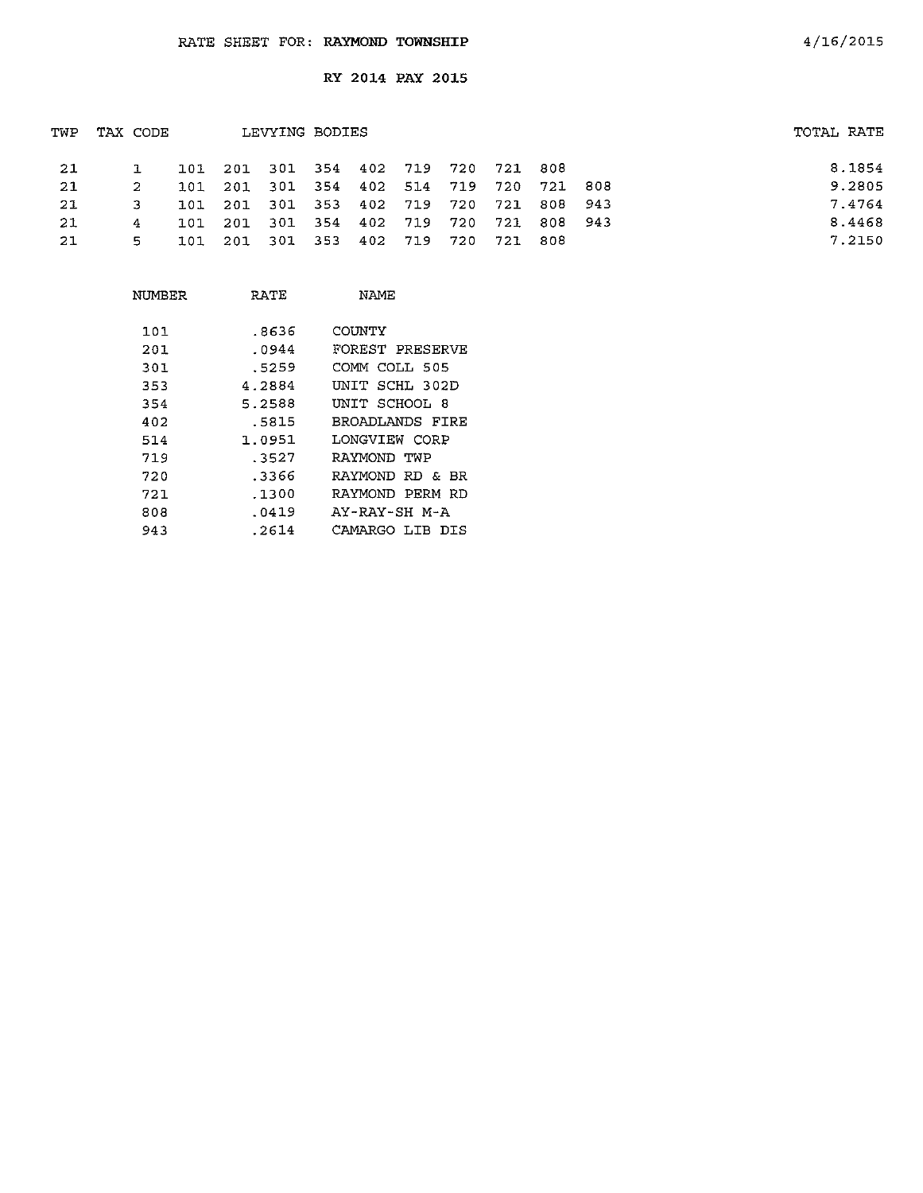RATE SHEET FOR: **RAYMOND TOWNSHIP**

4/16/2015

**RY 2014 PAY 2015**

| TWP | TAX CODE | LEVYING BODIES | TOTAL RATE |
|---|---|---|---|
| 21 | 1 | 101 201 301 354 402 719 720 721 808 | 8.1854 |
| 21 | 2 | 101 201 301 354 402 514 719 720 721 808 | 9.2805 |
| 21 | 3 | 101 201 301 353 402 719 720 721 808 943 | 7.4764 |
| 21 | 4 | 101 201 301 354 402 719 720 721 808 943 | 8.4468 |
| 21 | 5 | 101 201 301 353 402 719 720 721 808 | 7.2150 |

| NUMBER | RATE | NAME |
|---|---|---|
| 101 | .8636 | COUNTY |
| 201 | .0944 | FOREST PRESERVE |
| 301 | .5259 | COMM COLL 505 |
| 353 | 4.2884 | UNIT SCHL 302D |
| 354 | 5.2588 | UNIT SCHOOL 8 |
| 402 | .5815 | BROADLANDS FIRE |
| 514 | 1.0951 | LONGVIEW CORP |
| 719 | .3527 | RAYMOND TWP |
| 720 | .3366 | RAYMOND RD & BR |
| 721 | .1300 | RAYMOND PERM RD |
| 808 | .0419 | AY-RAY-SH M-A |
| 943 | .2614 | CAMARGO LIB DIS |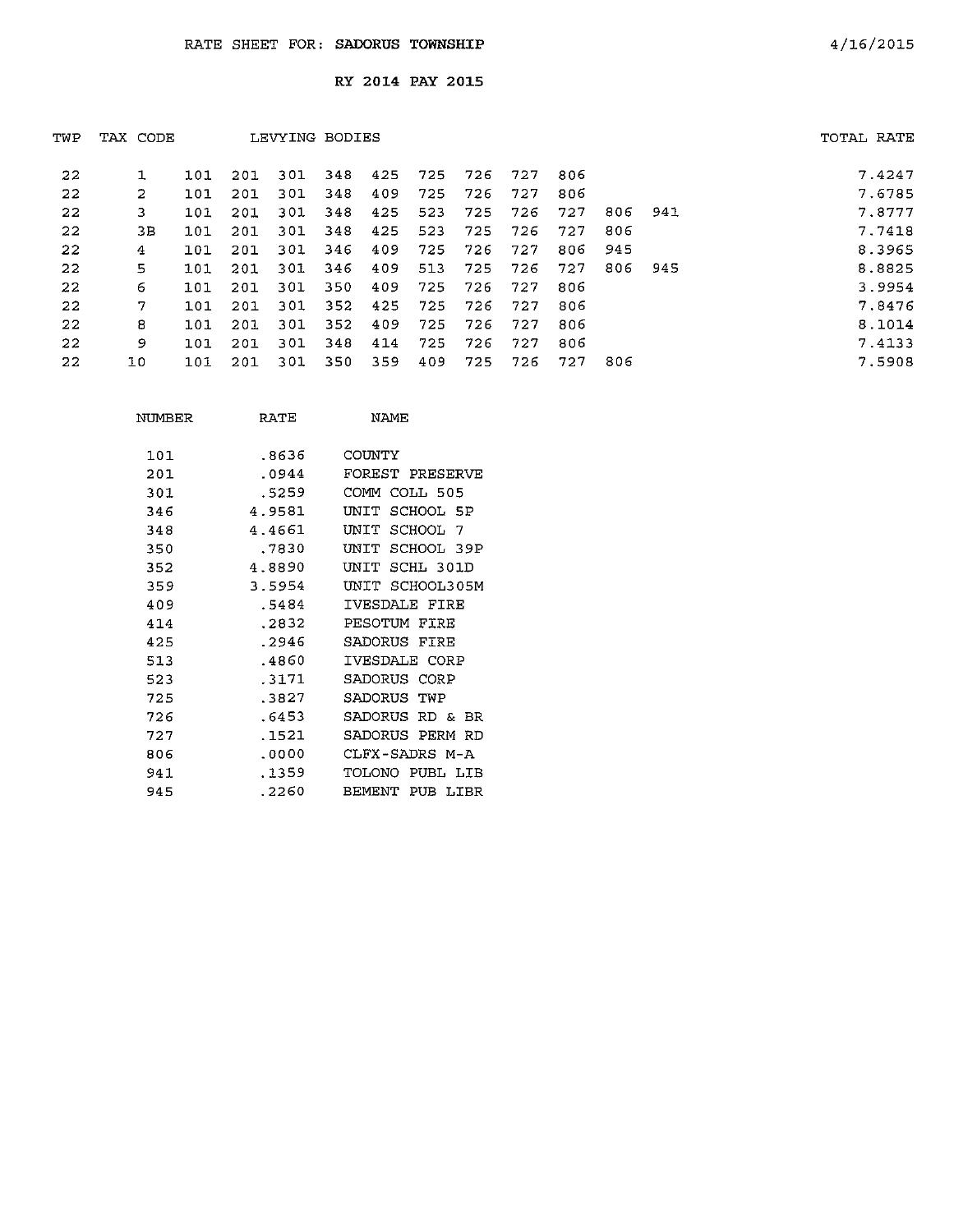RATE SHEET FOR: **SADORUS TOWNSHIP** 4/16/2015

**RY 2014 PAY 2015**

| TWP | TAX CODE | LEVYING BODIES | | | | | | | | | | | TOTAL RATE |
|---|---|---|---|---|---|---|---|---|---|---|---|---|---|
| 22 | 1 | 101 | 201 | 301 | 348 | 425 | 725 | 726 | 727 | 806 | | | 7.4247 |
| 22 | 2 | 101 | 201 | 301 | 348 | 409 | 725 | 726 | 727 | 806 | | | 7.6785 |
| 22 | 3 | 101 | 201 | 301 | 348 | 425 | 523 | 725 | 726 | 727 | 806 | 941 | 7.8777 |
| 22 | 3B | 101 | 201 | 301 | 348 | 425 | 523 | 725 | 726 | 727 | 806 | | 7.7418 |
| 22 | 4 | 101 | 201 | 301 | 346 | 409 | 725 | 726 | 727 | 806 | 945 | | 8.3965 |
| 22 | 5 | 101 | 201 | 301 | 346 | 409 | 513 | 725 | 726 | 727 | 806 | 945 | 8.8825 |
| 22 | 6 | 101 | 201 | 301 | 350 | 409 | 725 | 726 | 727 | 806 | | | 3.9954 |
| 22 | 7 | 101 | 201 | 301 | 352 | 425 | 725 | 726 | 727 | 806 | | | 7.8476 |
| 22 | 8 | 101 | 201 | 301 | 352 | 409 | 725 | 726 | 727 | 806 | | | 8.1014 |
| 22 | 9 | 101 | 201 | 301 | 348 | 414 | 725 | 726 | 727 | 806 | | | 7.4133 |
| 22 | 10 | 101 | 201 | 301 | 350 | 359 | 409 | 725 | 726 | 727 | 806 | | 7.5908 |

| NUMBER | RATE | NAME |
|---|---|---|
| 101 | .8636 | COUNTY |
| 201 | .0944 | FOREST PRESERVE |
| 301 | .5259 | COMM COLL 505 |
| 346 | 4.9581 | UNIT SCHOOL 5P |
| 348 | 4.4661 | UNIT SCHOOL 7 |
| 350 | .7830 | UNIT SCHOOL 39P |
| 352 | 4.8890 | UNIT SCHL 301D |
| 359 | 3.5954 | UNIT SCHOOL305M |
| 409 | .5484 | IVESDALE FIRE |
| 414 | .2832 | PESOTUM FIRE |
| 425 | .2946 | SADORUS FIRE |
| 513 | .4860 | IVESDALE CORP |
| 523 | .3171 | SADORUS CORP |
| 725 | .3827 | SADORUS TWP |
| 726 | .6453 | SADORUS RD & BR |
| 727 | .1521 | SADORUS PERM RD |
| 806 | .0000 | CLFX-SADRS M-A |
| 941 | .1359 | TOLONO PUBL LIB |
| 945 | .2260 | BEMENT PUB LIBR |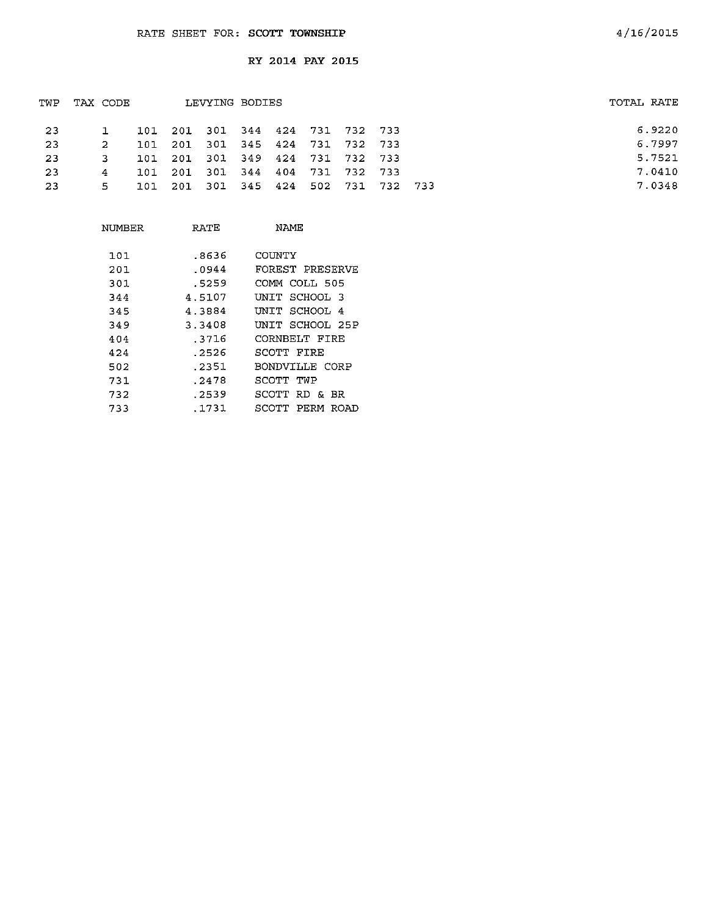RATE SHEET FOR: **SCOTT TOWNSHIP**

4/16/2015

**RY 2014 PAY 2015**

| TWP | TAX CODE | LEVYING BODIES | | | | | | | | | TOTAL RATE |
|---|---|---|---|---|---|---|---|---|---|---|---|
| 23 | 1 | 101 | 201 | 301 | 344 | 424 | 731 | 732 | 733 | | 6.9220 |
| 23 | 2 | 101 | 201 | 301 | 345 | 424 | 731 | 732 | 733 | | 6.7997 |
| 23 | 3 | 101 | 201 | 301 | 349 | 424 | 731 | 732 | 733 | | 5.7521 |
| 23 | 4 | 101 | 201 | 301 | 344 | 404 | 731 | 732 | 733 | | 7.0410 |
| 23 | 5 | 101 | 201 | 301 | 345 | 424 | 502 | 731 | 732 | 733 | 7.0348 |

| NUMBER | RATE | NAME |
|---|---|---|
| 101 | .8636 | COUNTY |
| 201 | .0944 | FOREST PRESERVE |
| 301 | .5259 | COMM COLL 505 |
| 344 | 4.5107 | UNIT SCHOOL 3 |
| 345 | 4.3884 | UNIT SCHOOL 4 |
| 349 | 3.3408 | UNIT SCHOOL 25P |
| 404 | .3716 | CORNBELT FIRE |
| 424 | .2526 | SCOTT FIRE |
| 502 | .2351 | BONDVILLE CORP |
| 731 | .2478 | SCOTT TWP |
| 732 | .2539 | SCOTT RD & BR |
| 733 | .1731 | SCOTT PERM ROAD |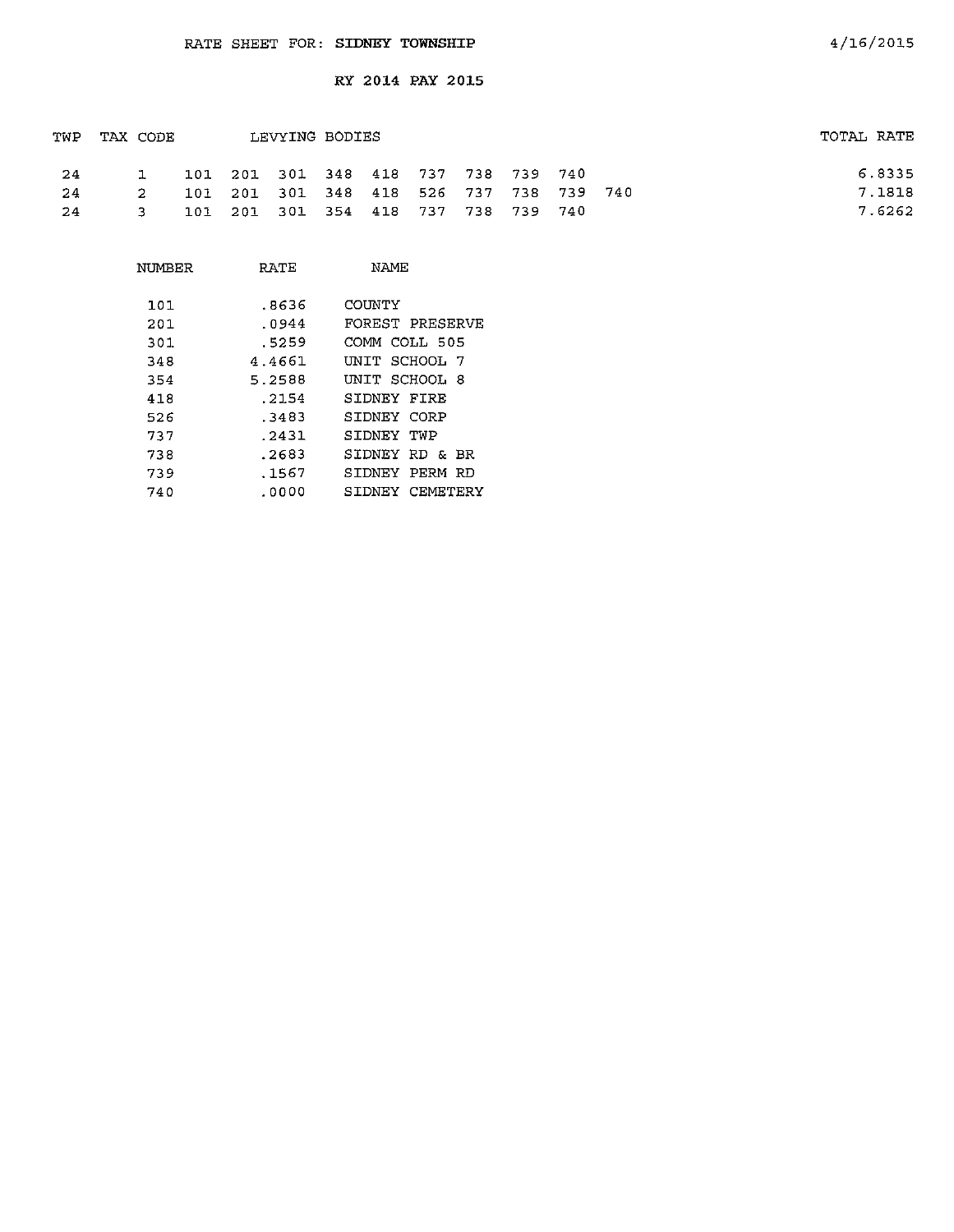RATE SHEET FOR: **SIDNEY TOWNSHIP**

4/16/2015

**RY 2014 PAY 2015**

| TWP | TAX CODE | LEVYING BODIES | TOTAL RATE |
|---|---|---|---|
| 24 | 1 | 101 201 301 348 418 737 738 739 740 | 6.8335 |
| 24 | 2 | 101 201 301 348 418 526 737 738 739 740 | 7.1818 |
| 24 | 3 | 101 201 301 354 418 737 738 739 740 | 7.6262 |

| NUMBER | RATE | NAME |
|---|---|---|
| 101 | .8636 | COUNTY |
| 201 | .0944 | FOREST PRESERVE |
| 301 | .5259 | COMM COLL 505 |
| 348 | 4.4661 | UNIT SCHOOL 7 |
| 354 | 5.2588 | UNIT SCHOOL 8 |
| 418 | .2154 | SIDNEY FIRE |
| 526 | .3483 | SIDNEY CORP |
| 737 | .2431 | SIDNEY TWP |
| 738 | .2683 | SIDNEY RD & BR |
| 739 | .1567 | SIDNEY PERM RD |
| 740 | .0000 | SIDNEY CEMETERY |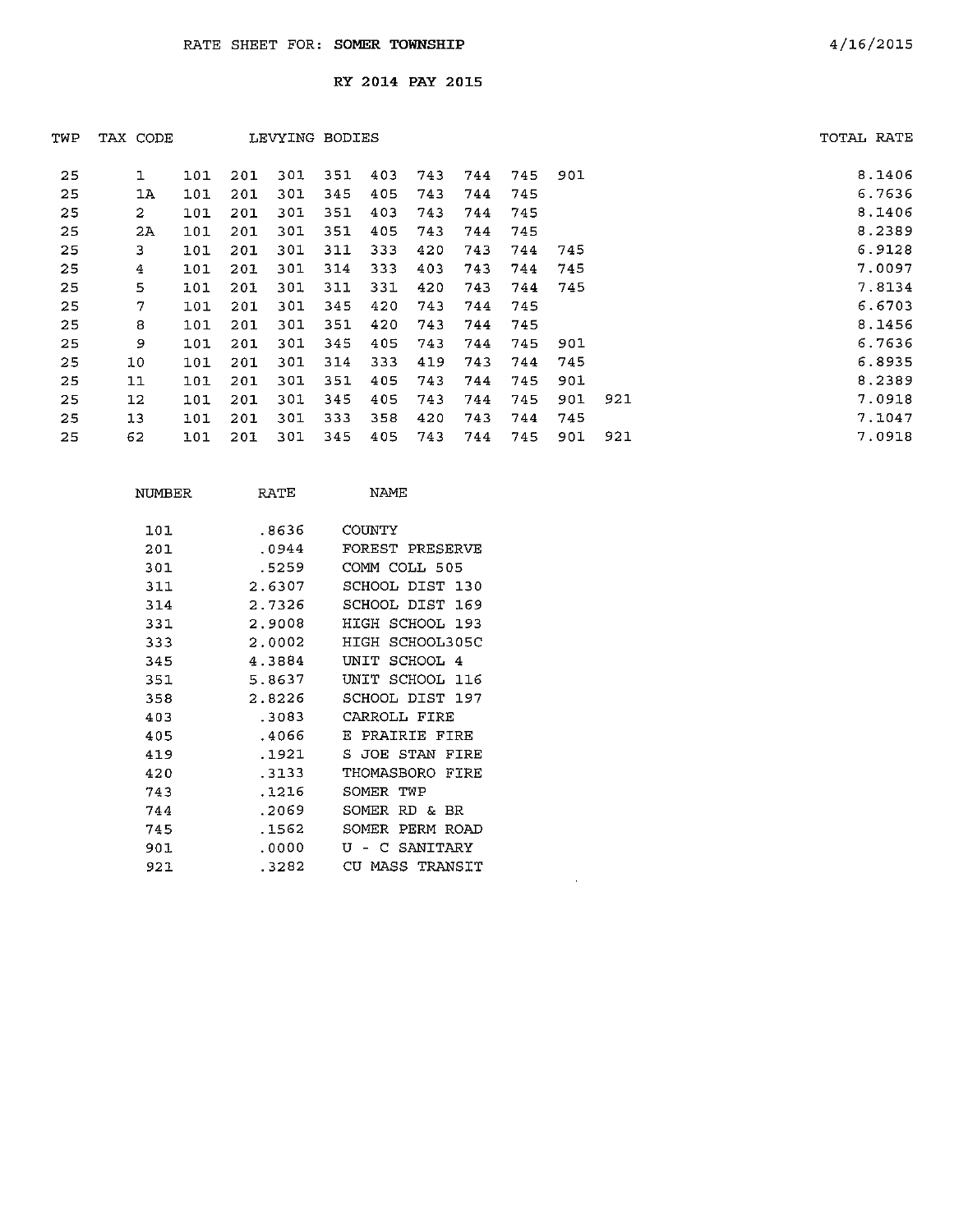RATE SHEET FOR: **SOMER TOWNSHIP**

4/16/2015

RY 2014 PAY 2015

| TWP | TAX CODE | LEVYING BODIES | | | | | | | | | | TOTAL RATE |
|---|---|---|---|---|---|---|---|---|---|---|---|---|
| 25 | 1 | 101 | 201 | 301 | 351 | 403 | 743 | 744 | 745 | 901 | | 8.1406 |
| 25 | 1A | 101 | 201 | 301 | 345 | 405 | 743 | 744 | 745 | | | 6.7636 |
| 25 | 2 | 101 | 201 | 301 | 351 | 403 | 743 | 744 | 745 | | | 8.1406 |
| 25 | 2A | 101 | 201 | 301 | 351 | 405 | 743 | 744 | 745 | | | 8.2389 |
| 25 | 3 | 101 | 201 | 301 | 311 | 333 | 420 | 743 | 744 | 745 | | 6.9128 |
| 25 | 4 | 101 | 201 | 301 | 314 | 333 | 403 | 743 | 744 | 745 | | 7.0097 |
| 25 | 5 | 101 | 201 | 301 | 311 | 331 | 420 | 743 | 744 | 745 | | 7.8134 |
| 25 | 7 | 101 | 201 | 301 | 345 | 420 | 743 | 744 | 745 | | | 6.6703 |
| 25 | 8 | 101 | 201 | 301 | 351 | 420 | 743 | 744 | 745 | | | 8.1456 |
| 25 | 9 | 101 | 201 | 301 | 345 | 405 | 743 | 744 | 745 | 901 | | 6.7636 |
| 25 | 10 | 101 | 201 | 301 | 314 | 333 | 419 | 743 | 744 | 745 | | 6.8935 |
| 25 | 11 | 101 | 201 | 301 | 351 | 405 | 743 | 744 | 745 | 901 | | 8.2389 |
| 25 | 12 | 101 | 201 | 301 | 345 | 405 | 743 | 744 | 745 | 901 | 921 | 7.0918 |
| 25 | 13 | 101 | 201 | 301 | 333 | 358 | 420 | 743 | 744 | 745 | | 7.1047 |
| 25 | 62 | 101 | 201 | 301 | 345 | 405 | 743 | 744 | 745 | 901 | 921 | 7.0918 |

| NUMBER | RATE | NAME |
|---|---|---|
| 101 | .8636 | COUNTY |
| 201 | .0944 | FOREST PRESERVE |
| 301 | .5259 | COMM COLL 505 |
| 311 | 2.6307 | SCHOOL DIST 130 |
| 314 | 2.7326 | SCHOOL DIST 169 |
| 331 | 2.9008 | HIGH SCHOOL 193 |
| 333 | 2.0002 | HIGH SCHOOL305C |
| 345 | 4.3884 | UNIT SCHOOL 4 |
| 351 | 5.8637 | UNIT SCHOOL 116 |
| 358 | 2.8226 | SCHOOL DIST 197 |
| 403 | .3083 | CARROLL FIRE |
| 405 | .4066 | E PRAIRIE FIRE |
| 419 | .1921 | S JOE STAN FIRE |
| 420 | .3133 | THOMASBORO FIRE |
| 743 | .1216 | SOMER TWP |
| 744 | .2069 | SOMER RD & BR |
| 745 | .1562 | SOMER PERM ROAD |
| 901 | .0000 | U - C SANITARY |
| 921 | .3282 | CU MASS TRANSIT |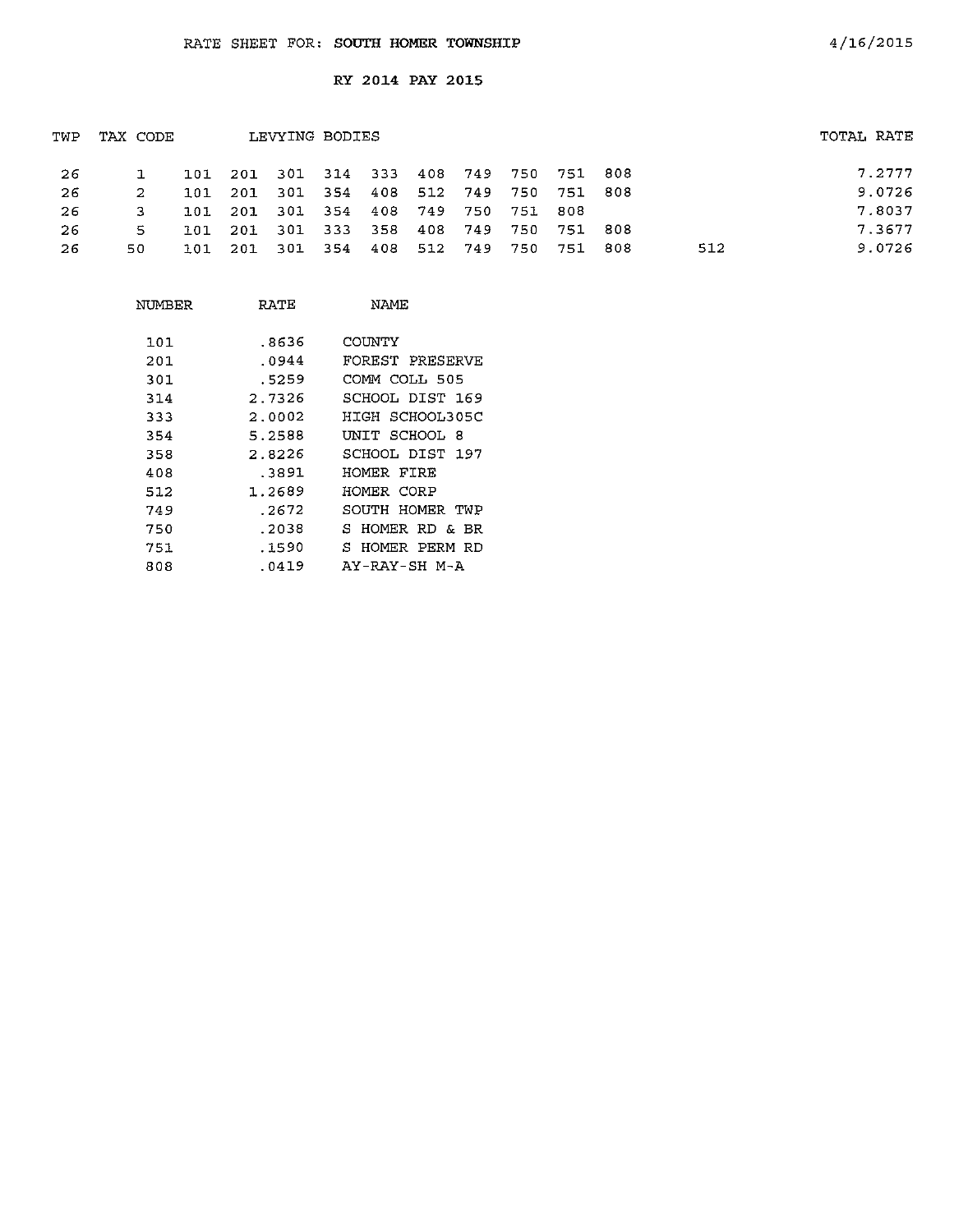RATE SHEET FOR: **SOUTH HOMER TOWNSHIP** 4/16/2015

RY 2014 PAY 2015

| TWP | TAX CODE | LEVYING BODIES | | | | | | | | | | | TOTAL RATE |
|---|---|---|---|---|---|---|---|---|---|---|---|---|---|
| 26 | 1 | 101 | 201 | 301 | 314 | 333 | 408 | 749 | 750 | 751 | 808 | | 7.2777 |
| 26 | 2 | 101 | 201 | 301 | 354 | 408 | 512 | 749 | 750 | 751 | 808 | | 9.0726 |
| 26 | 3 | 101 | 201 | 301 | 354 | 408 | 749 | 750 | 751 | 808 | | | 7.8037 |
| 26 | 5 | 101 | 201 | 301 | 333 | 358 | 408 | 749 | 750 | 751 | 808 | | 7.3677 |
| 26 | 50 | 101 | 201 | 301 | 354 | 408 | 512 | 749 | 750 | 751 | 808 | 512 | 9.0726 |

| NUMBER | RATE | NAME |
|---|---|---|
| 101 | .8636 | COUNTY |
| 201 | .0944 | FOREST PRESERVE |
| 301 | .5259 | COMM COLL 505 |
| 314 | 2.7326 | SCHOOL DIST 169 |
| 333 | 2.0002 | HIGH SCHOOL305C |
| 354 | 5.2588 | UNIT SCHOOL 8 |
| 358 | 2.8226 | SCHOOL DIST 197 |
| 408 | .3891 | HOMER FIRE |
| 512 | 1.2689 | HOMER CORP |
| 749 | .2672 | SOUTH HOMER TWP |
| 750 | .2038 | S HOMER RD & BR |
| 751 | .1590 | S HOMER PERM RD |
| 808 | .0419 | AY-RAY-SH M-A |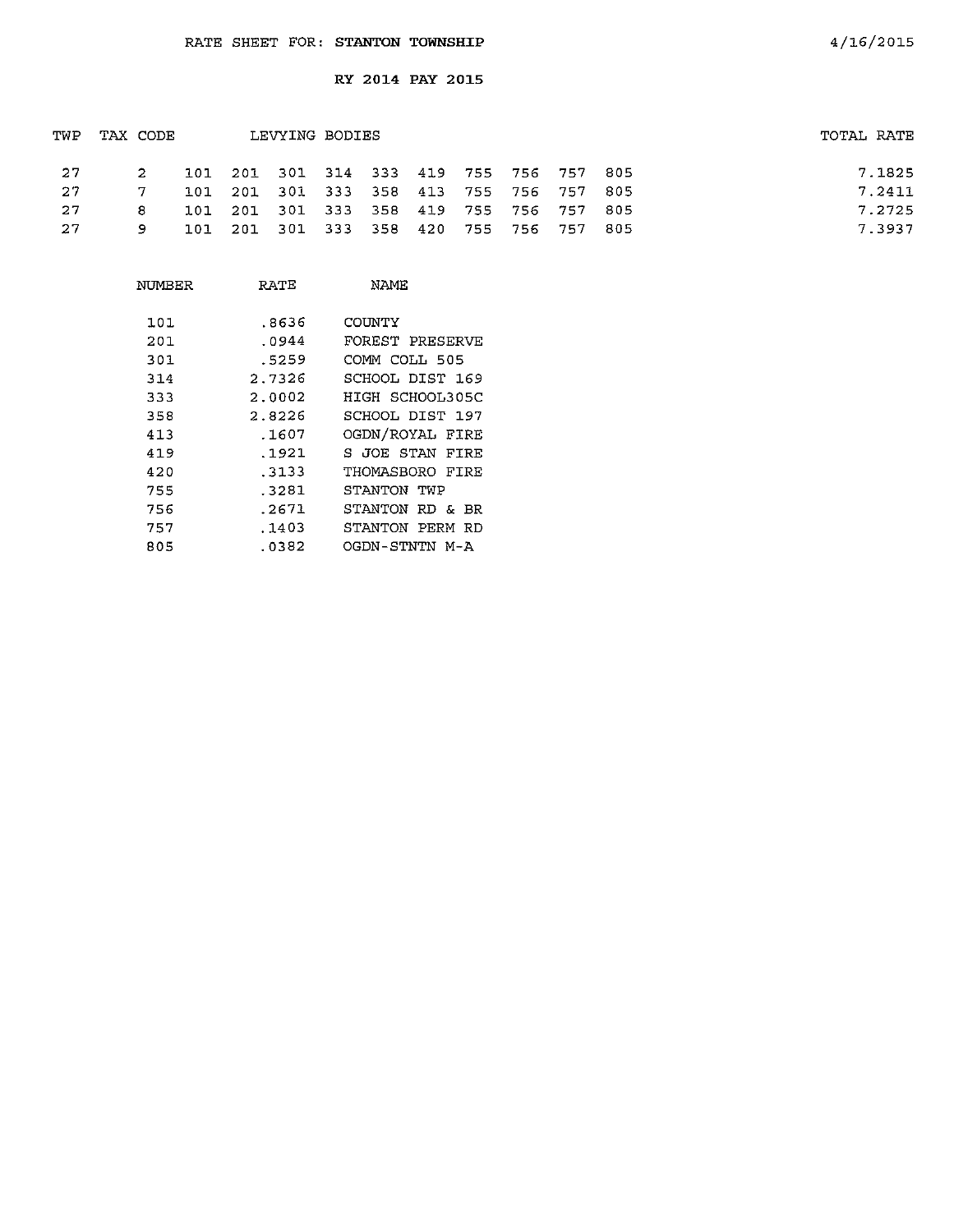RATE SHEET FOR: **STANTON TOWNSHIP**

4/16/2015

**RY 2014 PAY 2015**

| TWP | TAX CODE | LEVYING BODIES | | | | | | | | | | TOTAL RATE |
|---|---|---|---|---|---|---|---|---|---|---|---|---|
| 27 | 2 | 101 | 201 | 301 | 314 | 333 | 419 | 755 | 756 | 757 | 805 | 7.1825 |
| 27 | 7 | 101 | 201 | 301 | 333 | 358 | 413 | 755 | 756 | 757 | 805 | 7.2411 |
| 27 | 8 | 101 | 201 | 301 | 333 | 358 | 419 | 755 | 756 | 757 | 805 | 7.2725 |
| 27 | 9 | 101 | 201 | 301 | 333 | 358 | 420 | 755 | 756 | 757 | 805 | 7.3937 |

| NUMBER | RATE | NAME |
|---|---|---|
| 101 | .8636 | COUNTY |
| 201 | .0944 | FOREST PRESERVE |
| 301 | .5259 | COMM COLL 505 |
| 314 | 2.7326 | SCHOOL DIST 169 |
| 333 | 2.0002 | HIGH SCHOOL305C |
| 358 | 2.8226 | SCHOOL DIST 197 |
| 413 | .1607 | OGDN/ROYAL FIRE |
| 419 | .1921 | S JOE STAN FIRE |
| 420 | .3133 | THOMASBORO FIRE |
| 755 | .3281 | STANTON TWP |
| 756 | .2671 | STANTON RD & BR |
| 757 | .1403 | STANTON PERM RD |
| 805 | .0382 | OGDN-STNTN M-A |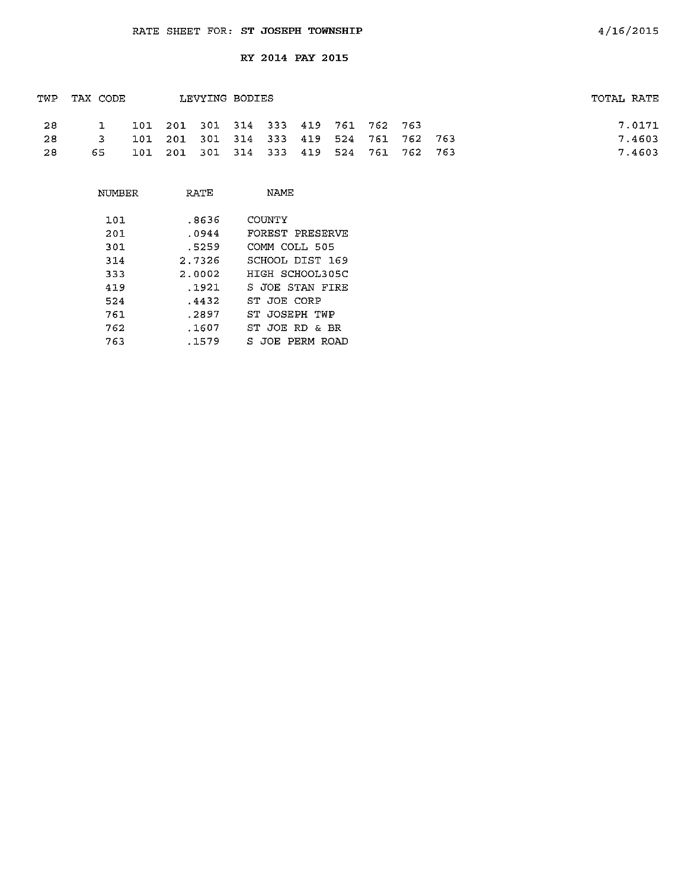RATE SHEET FOR: **ST JOSEPH TOWNSHIP**

4/16/2015

**RY 2014 PAY 2015**

| TWP | TAX CODE | LEVYING BODIES | | | | | | | | | | TOTAL RATE |
|---|---|---|---|---|---|---|---|---|---|---|---|---|
| 28 | 1 | 101 | 201 | 301 | 314 | 333 | 419 | 761 | 762 | 763 | | 7.0171 |
| 28 | 3 | 101 | 201 | 301 | 314 | 333 | 419 | 524 | 761 | 762 | 763 | 7.4603 |
| 28 | 65 | 101 | 201 | 301 | 314 | 333 | 419 | 524 | 761 | 762 | 763 | 7.4603 |

| NUMBER | RATE | NAME |
|---|---|---|
| 101 | .8636 | COUNTY |
| 201 | .0944 | FOREST PRESERVE |
| 301 | .5259 | COMM COLL 505 |
| 314 | 2.7326 | SCHOOL DIST 169 |
| 333 | 2.0002 | HIGH SCHOOL305C |
| 419 | .1921 | S JOE STAN FIRE |
| 524 | .4432 | ST JOE CORP |
| 761 | .2897 | ST JOSEPH TWP |
| 762 | .1607 | ST JOE RD & BR |
| 763 | .1579 | S JOE PERM ROAD |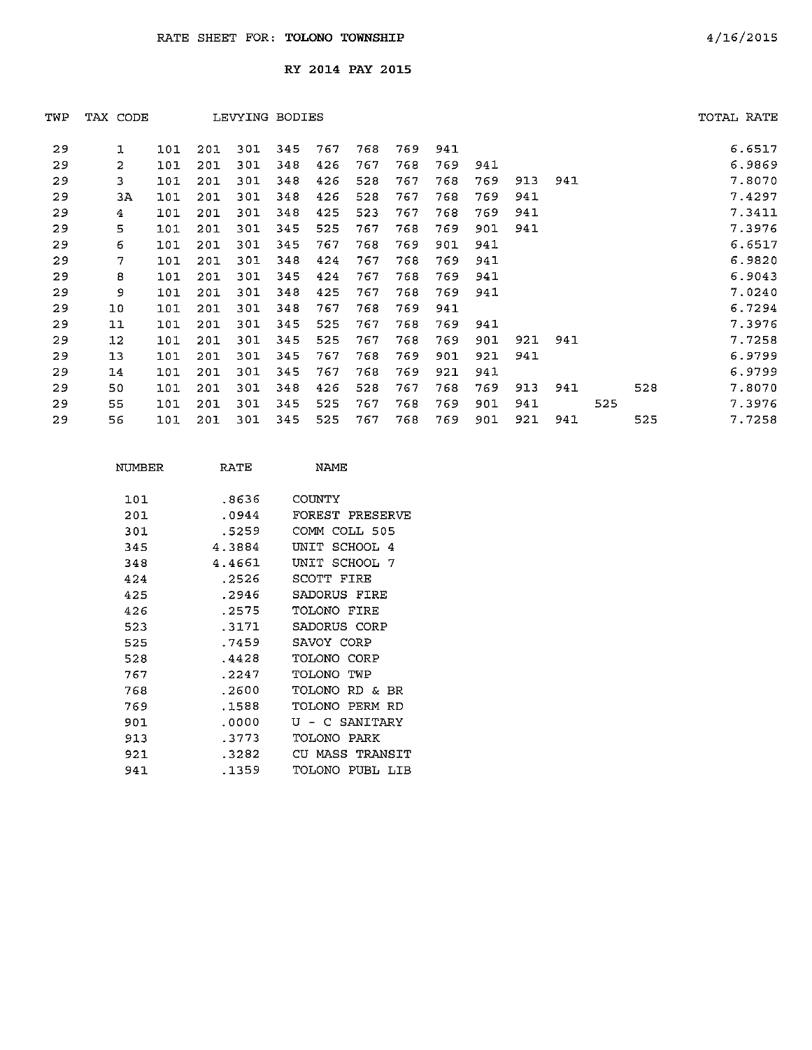RATE SHEET FOR: **TOLONO TOWNSHIP** 4/16/2015

**RY 2014 PAY 2015**

| TWP | TAX CODE | LEVYING BODIES | | | | | | | | | | | | | TOTAL RATE |
|---|---|---|---|---|---|---|---|---|---|---|---|---|---|---|---|
| 29 | 1 | 101 | 201 | 301 | 345 | 767 | 768 | 769 | 941 | | | | | | 6.6517 |
| 29 | 2 | 101 | 201 | 301 | 348 | 426 | 767 | 768 | 769 | 941 | | | | | 6.9869 |
| 29 | 3 | 101 | 201 | 301 | 348 | 426 | 528 | 767 | 768 | 769 | 913 | 941 | | | 7.8070 |
| 29 | 3A | 101 | 201 | 301 | 348 | 426 | 528 | 767 | 768 | 769 | 941 | | | | 7.4297 |
| 29 | 4 | 101 | 201 | 301 | 348 | 425 | 523 | 767 | 768 | 769 | 941 | | | | 7.3411 |
| 29 | 5 | 101 | 201 | 301 | 345 | 525 | 767 | 768 | 769 | 901 | 941 | | | | 7.3976 |
| 29 | 6 | 101 | 201 | 301 | 345 | 767 | 768 | 769 | 901 | 941 | | | | | 6.6517 |
| 29 | 7 | 101 | 201 | 301 | 348 | 424 | 767 | 768 | 769 | 941 | | | | | 6.9820 |
| 29 | 8 | 101 | 201 | 301 | 345 | 424 | 767 | 768 | 769 | 941 | | | | | 6.9043 |
| 29 | 9 | 101 | 201 | 301 | 348 | 425 | 767 | 768 | 769 | 941 | | | | | 7.0240 |
| 29 | 10 | 101 | 201 | 301 | 348 | 767 | 768 | 769 | 941 | | | | | | 6.7294 |
| 29 | 11 | 101 | 201 | 301 | 345 | 525 | 767 | 768 | 769 | 941 | | | | | 7.3976 |
| 29 | 12 | 101 | 201 | 301 | 345 | 525 | 767 | 768 | 769 | 901 | 921 | 941 | | | 7.7258 |
| 29 | 13 | 101 | 201 | 301 | 345 | 767 | 768 | 769 | 901 | 921 | 941 | | | | 6.9799 |
| 29 | 14 | 101 | 201 | 301 | 345 | 767 | 768 | 769 | 921 | 941 | | | | | 6.9799 |
| 29 | 50 | 101 | 201 | 301 | 348 | 426 | 528 | 767 | 768 | 769 | 913 | 941 | | 528 | 7.8070 |
| 29 | 55 | 101 | 201 | 301 | 345 | 525 | 767 | 768 | 769 | 901 | 941 | | 525 | | 7.3976 |
| 29 | 56 | 101 | 201 | 301 | 345 | 525 | 767 | 768 | 769 | 901 | 921 | 941 | | 525 | 7.7258 |

| NUMBER | RATE | NAME |
|---|---|---|
| 101 | .8636 | COUNTY |
| 201 | .0944 | FOREST PRESERVE |
| 301 | .5259 | COMM COLL 505 |
| 345 | 4.3884 | UNIT SCHOOL 4 |
| 348 | 4.4661 | UNIT SCHOOL 7 |
| 424 | .2526 | SCOTT FIRE |
| 425 | .2946 | SADORUS FIRE |
| 426 | .2575 | TOLONO FIRE |
| 523 | .3171 | SADORUS CORP |
| 525 | .7459 | SAVOY CORP |
| 528 | .4428 | TOLONO CORP |
| 767 | .2247 | TOLONO TWP |
| 768 | .2600 | TOLONO RD & BR |
| 769 | .1588 | TOLONO PERM RD |
| 901 | .0000 | U - C SANITARY |
| 913 | .3773 | TOLONO PARK |
| 921 | .3282 | CU MASS TRANSIT |
| 941 | .1359 | TOLONO PUBL LIB |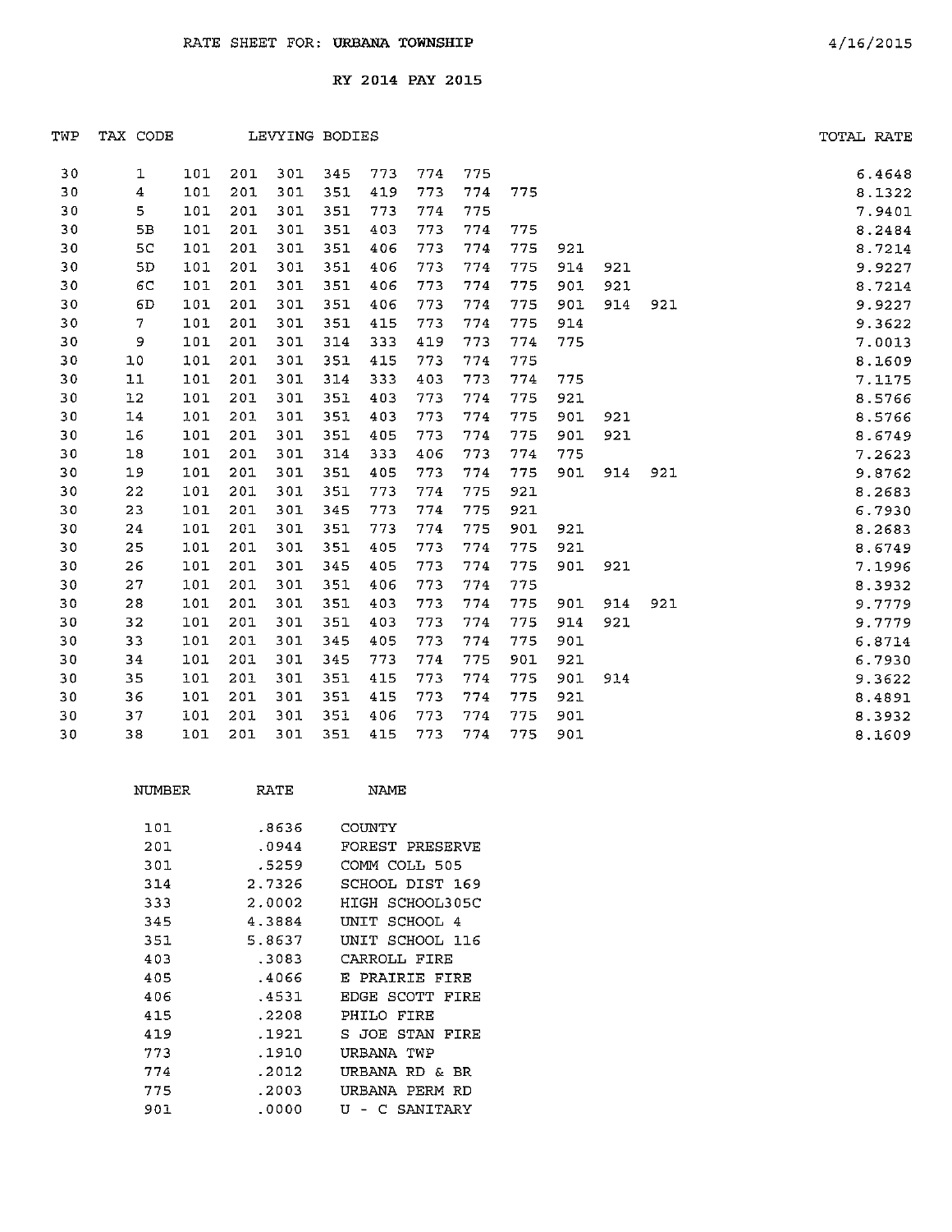RATE SHEET FOR: **URBANA TOWNSHIP** 4/16/2015

RY 2014 PAY 2015

| TWP | TAX CODE | LEVYING BODIES | | | | | | | | | | | TOTAL RATE |
|---|---|---|---|---|---|---|---|---|---|---|---|---|---|
| 30 | 1 | 101 | 201 | 301 | 345 | 773 | 774 | 775 | | | | | 6.4648 |
| 30 | 4 | 101 | 201 | 301 | 351 | 419 | 773 | 774 | 775 | | | | 8.1322 |
| 30 | 5 | 101 | 201 | 301 | 351 | 773 | 774 | 775 | | | | | 7.9401 |
| 30 | 5B | 101 | 201 | 301 | 351 | 403 | 773 | 774 | 775 | | | | 8.2484 |
| 30 | 5C | 101 | 201 | 301 | 351 | 406 | 773 | 774 | 775 | 921 | | | 8.7214 |
| 30 | 5D | 101 | 201 | 301 | 351 | 406 | 773 | 774 | 775 | 914 | 921 | | 9.9227 |
| 30 | 6C | 101 | 201 | 301 | 351 | 406 | 773 | 774 | 775 | 901 | 921 | | 8.7214 |
| 30 | 6D | 101 | 201 | 301 | 351 | 406 | 773 | 774 | 775 | 901 | 914 | 921 | 9.9227 |
| 30 | 7 | 101 | 201 | 301 | 351 | 415 | 773 | 774 | 775 | 914 | | | 9.3622 |
| 30 | 9 | 101 | 201 | 301 | 314 | 333 | 419 | 773 | 774 | 775 | | | 7.0013 |
| 30 | 10 | 101 | 201 | 301 | 351 | 415 | 773 | 774 | 775 | | | | 8.1609 |
| 30 | 11 | 101 | 201 | 301 | 314 | 333 | 403 | 773 | 774 | 775 | | | 7.1175 |
| 30 | 12 | 101 | 201 | 301 | 351 | 403 | 773 | 774 | 775 | 921 | | | 8.5766 |
| 30 | 14 | 101 | 201 | 301 | 351 | 403 | 773 | 774 | 775 | 901 | 921 | | 8.5766 |
| 30 | 16 | 101 | 201 | 301 | 351 | 405 | 773 | 774 | 775 | 901 | 921 | | 8.6749 |
| 30 | 18 | 101 | 201 | 301 | 314 | 333 | 406 | 773 | 774 | 775 | | | 7.2623 |
| 30 | 19 | 101 | 201 | 301 | 351 | 405 | 773 | 774 | 775 | 901 | 914 | 921 | 9.8762 |
| 30 | 22 | 101 | 201 | 301 | 351 | 773 | 774 | 775 | 921 | | | | 8.2683 |
| 30 | 23 | 101 | 201 | 301 | 345 | 773 | 774 | 775 | 921 | | | | 6.7930 |
| 30 | 24 | 101 | 201 | 301 | 351 | 773 | 774 | 775 | 901 | 921 | | | 8.2683 |
| 30 | 25 | 101 | 201 | 301 | 351 | 405 | 773 | 774 | 775 | 921 | | | 8.6749 |
| 30 | 26 | 101 | 201 | 301 | 345 | 405 | 773 | 774 | 775 | 901 | 921 | | 7.1996 |
| 30 | 27 | 101 | 201 | 301 | 351 | 406 | 773 | 774 | 775 | | | | 8.3932 |
| 30 | 28 | 101 | 201 | 301 | 351 | 403 | 773 | 774 | 775 | 901 | 914 | 921 | 9.7779 |
| 30 | 32 | 101 | 201 | 301 | 351 | 403 | 773 | 774 | 775 | 914 | 921 | | 9.7779 |
| 30 | 33 | 101 | 201 | 301 | 345 | 405 | 773 | 774 | 775 | 901 | | | 6.8714 |
| 30 | 34 | 101 | 201 | 301 | 345 | 773 | 774 | 775 | 901 | 921 | | | 6.7930 |
| 30 | 35 | 101 | 201 | 301 | 351 | 415 | 773 | 774 | 775 | 901 | 914 | | 9.3622 |
| 30 | 36 | 101 | 201 | 301 | 351 | 415 | 773 | 774 | 775 | 921 | | | 8.4891 |
| 30 | 37 | 101 | 201 | 301 | 351 | 406 | 773 | 774 | 775 | 901 | | | 8.3932 |
| 30 | 38 | 101 | 201 | 301 | 351 | 415 | 773 | 774 | 775 | 901 | | | 8.1609 |

| NUMBER | RATE | NAME |
|---|---|---|
| 101 | .8636 | COUNTY |
| 201 | .0944 | FOREST PRESERVE |
| 301 | .5259 | COMM COLL 505 |
| 314 | 2.7326 | SCHOOL DIST 169 |
| 333 | 2.0002 | HIGH SCHOOL305C |
| 345 | 4.3884 | UNIT SCHOOL 4 |
| 351 | 5.8637 | UNIT SCHOOL 116 |
| 403 | .3083 | CARROLL FIRE |
| 405 | .4066 | E PRAIRIE FIRE |
| 406 | .4531 | EDGE SCOTT FIRE |
| 415 | .2208 | PHILO FIRE |
| 419 | .1921 | S JOE STAN FIRE |
| 773 | .1910 | URBANA TWP |
| 774 | .2012 | URBANA RD & BR |
| 775 | .2003 | URBANA PERM RD |
| 901 | .0000 | U - C SANITARY |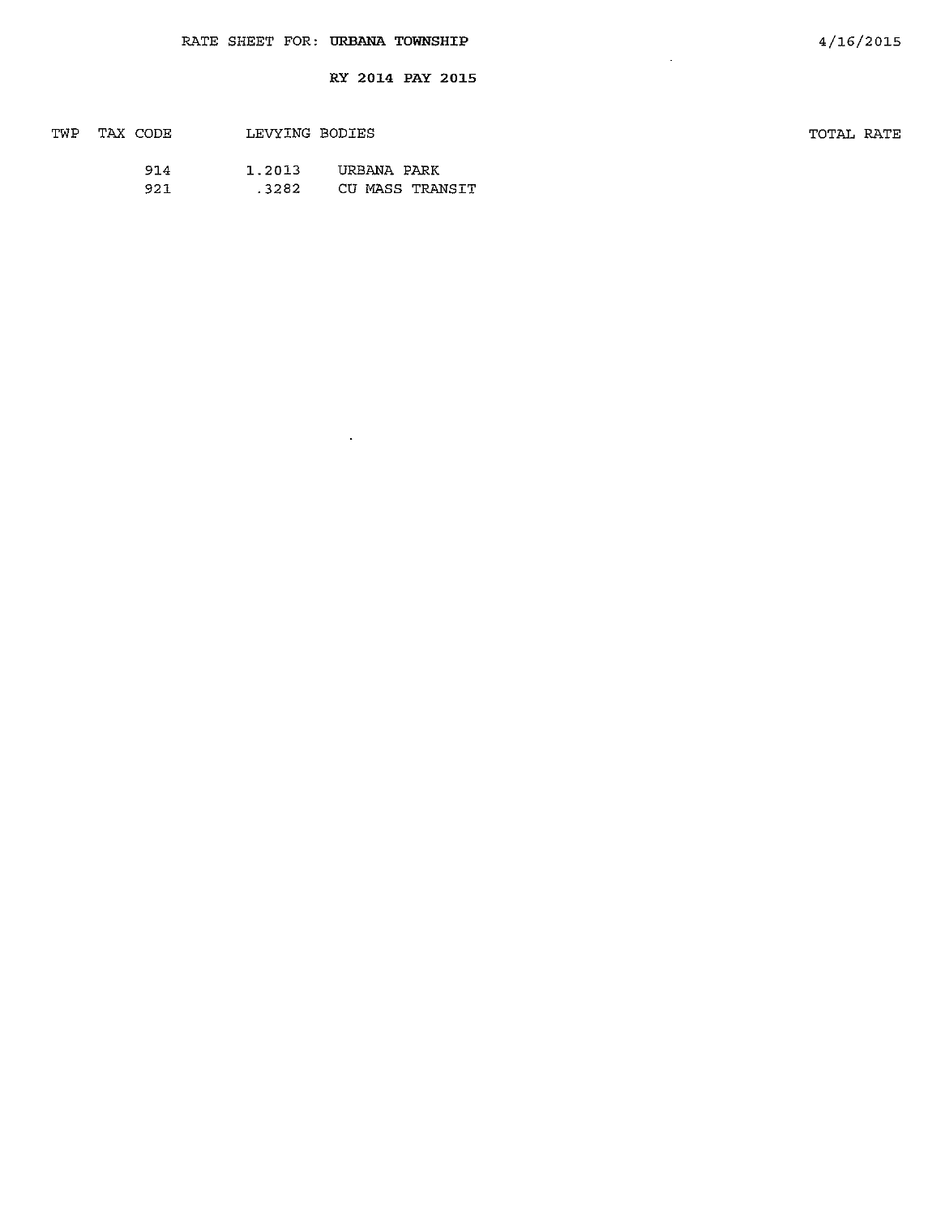RATE SHEET FOR: **URBANA TOWNSHIP**

4/16/2015

**RY 2014 PAY 2015**

| TWP | TAX CODE | LEVYING BODIES | | TOTAL RATE |
|---|---|---|---|---|
| | 914 | 1.2013 | URBANA PARK | |
| | 921 | .3282 | CU MASS TRANSIT | |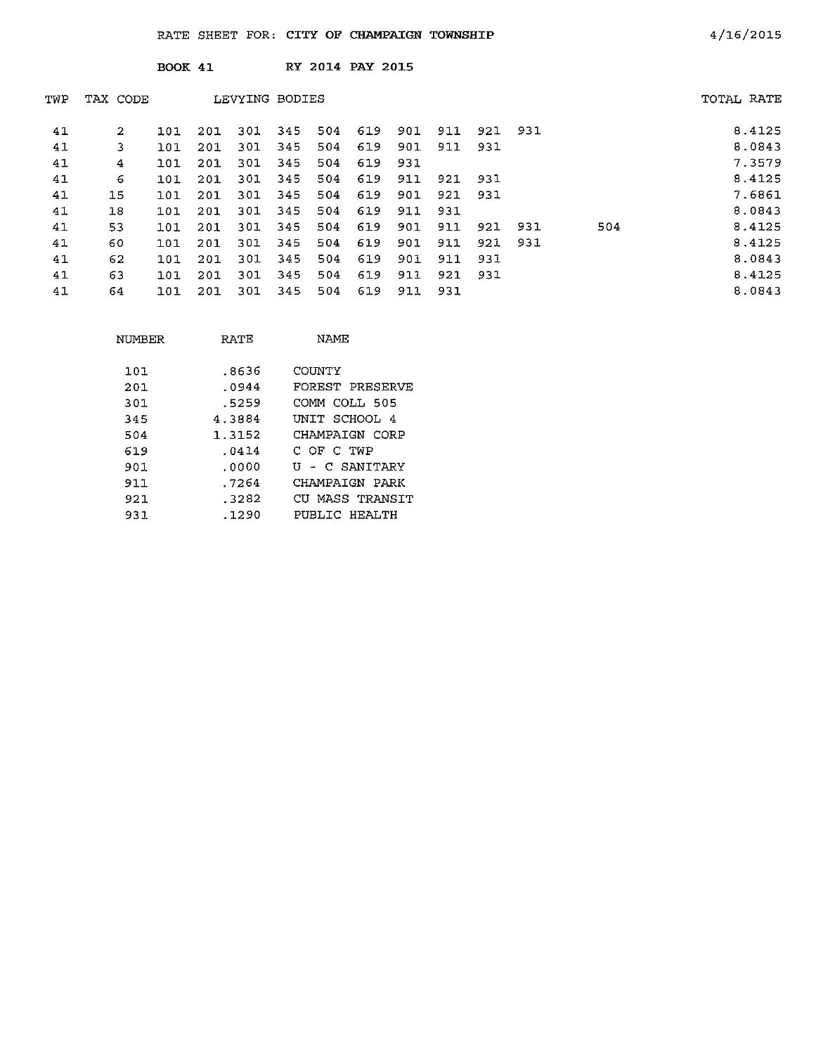RATE SHEET FOR: CITY OF CHAMPAIGN TOWNSHIP 4/16/2015

BOOK 41 RY 2014 PAY 2015

| TWP | TAX CODE | LEVYING BODIES | | | | | | | | | | | TOTAL RATE |
|---|---|---|---|---|---|---|---|---|---|---|---|---|---|
| 41 | 2 | 101 | 201 | 301 | 345 | 504 | 619 | 901 | 911 | 921 | 931 | | 8.4125 |
| 41 | 3 | 101 | 201 | 301 | 345 | 504 | 619 | 901 | 911 | 931 | | | 8.0843 |
| 41 | 4 | 101 | 201 | 301 | 345 | 504 | 619 | 931 | | | | | 7.3579 |
| 41 | 6 | 101 | 201 | 301 | 345 | 504 | 619 | 911 | 921 | 931 | | | 8.4125 |
| 41 | 15 | 101 | 201 | 301 | 345 | 504 | 619 | 901 | 921 | 931 | | | 7.6861 |
| 41 | 18 | 101 | 201 | 301 | 345 | 504 | 619 | 911 | 931 | | | | 8.0843 |
| 41 | 53 | 101 | 201 | 301 | 345 | 504 | 619 | 901 | 911 | 921 | 931 | 504 | 8.4125 |
| 41 | 60 | 101 | 201 | 301 | 345 | 504 | 619 | 901 | 911 | 921 | 931 | | 8.4125 |
| 41 | 62 | 101 | 201 | 301 | 345 | 504 | 619 | 901 | 911 | 931 | | | 8.0843 |
| 41 | 63 | 101 | 201 | 301 | 345 | 504 | 619 | 911 | 921 | 931 | | | 8.4125 |
| 41 | 64 | 101 | 201 | 301 | 345 | 504 | 619 | 911 | 931 | | | | 8.0843 |

| NUMBER | RATE | NAME |
|---|---|---|
| 101 | .8636 | COUNTY |
| 201 | .0944 | FOREST PRESERVE |
| 301 | .5259 | COMM COLL 505 |
| 345 | 4.3884 | UNIT SCHOOL 4 |
| 504 | 1.3152 | CHAMPAIGN CORP |
| 619 | .0414 | C OF C TWP |
| 901 | .0000 | U - C SANITARY |
| 911 | .7264 | CHAMPAIGN PARK |
| 921 | .3282 | CU MASS TRANSIT |
| 931 | .1290 | PUBLIC HEALTH |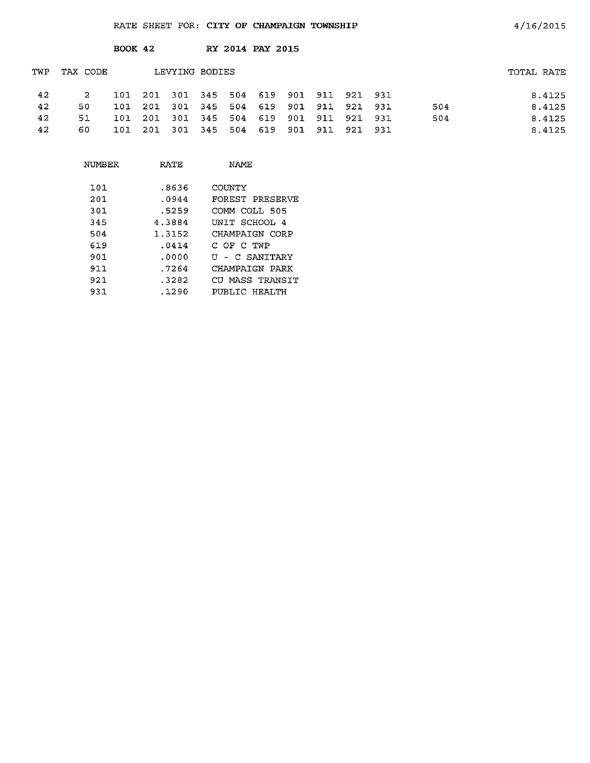RATE SHEET FOR: **CITY OF CHAMPAIGN TOWNSHIP** 4/16/2015

**BOOK 42** **RY 2014 PAY 2015**

| TWP | TAX CODE | LEVYING BODIES | | | | | | | | | | | TOTAL RATE |
|---|---|---|---|---|---|---|---|---|---|---|---|---|---|
| 42 | 2 | 101 | 201 | 301 | 345 | 504 | 619 | 901 | 911 | 921 | 931 | | 8.4125 |
| 42 | 50 | 101 | 201 | 301 | 345 | 504 | 619 | 901 | 911 | 921 | 931 | 504 | 8.4125 |
| 42 | 51 | 101 | 201 | 301 | 345 | 504 | 619 | 901 | 911 | 921 | 931 | 504 | 8.4125 |
| 42 | 60 | 101 | 201 | 301 | 345 | 504 | 619 | 901 | 911 | 921 | 931 | | 8.4125 |

| NUMBER | RATE | NAME |
|---|---|---|
| 101 | .8636 | COUNTY |
| 201 | .0944 | FOREST PRESERVE |
| 301 | .5259 | COMM COLL 505 |
| 345 | 4.3884 | UNIT SCHOOL 4 |
| 504 | 1.3152 | CHAMPAIGN CORP |
| 619 | .0414 | C OF C TWP |
| 901 | .0000 | U - C SANITARY |
| 911 | .7264 | CHAMPAIGN PARK |
| 921 | .3282 | CU MASS TRANSIT |
| 931 | .1290 | PUBLIC HEALTH |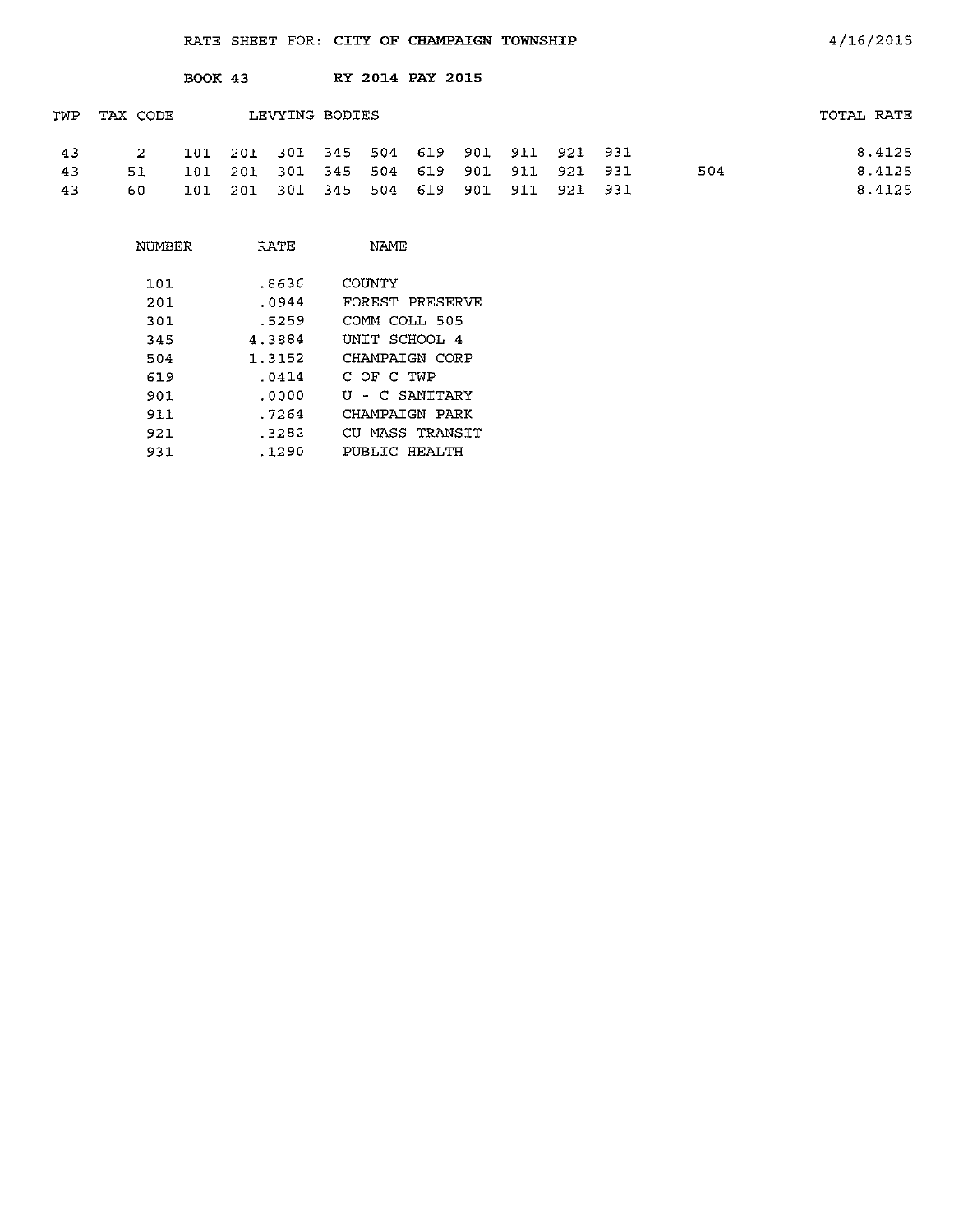RATE SHEET FOR: **CITY OF CHAMPAIGN TOWNSHIP** 4/16/2015

**BOOK 43** **RY 2014 PAY 2015**

| TWP | TAX CODE | LEVYING BODIES | | TOTAL RATE |
|---|---|---|---|---|
| 43 | 2 | 101 201 301 345 504 619 901 911 921 931 | | 8.4125 |
| 43 | 51 | 101 201 301 345 504 619 901 911 921 931 | 504 | 8.4125 |
| 43 | 60 | 101 201 301 345 504 619 901 911 921 931 | | 8.4125 |

| NUMBER | RATE | NAME |
|---|---|---|
| 101 | .8636 | COUNTY |
| 201 | .0944 | FOREST PRESERVE |
| 301 | .5259 | COMM COLL 505 |
| 345 | 4.3884 | UNIT SCHOOL 4 |
| 504 | 1.3152 | CHAMPAIGN CORP |
| 619 | .0414 | C OF C TWP |
| 901 | .0000 | U - C SANITARY |
| 911 | .7264 | CHAMPAIGN PARK |
| 921 | .3282 | CU MASS TRANSIT |
| 931 | .1290 | PUBLIC HEALTH |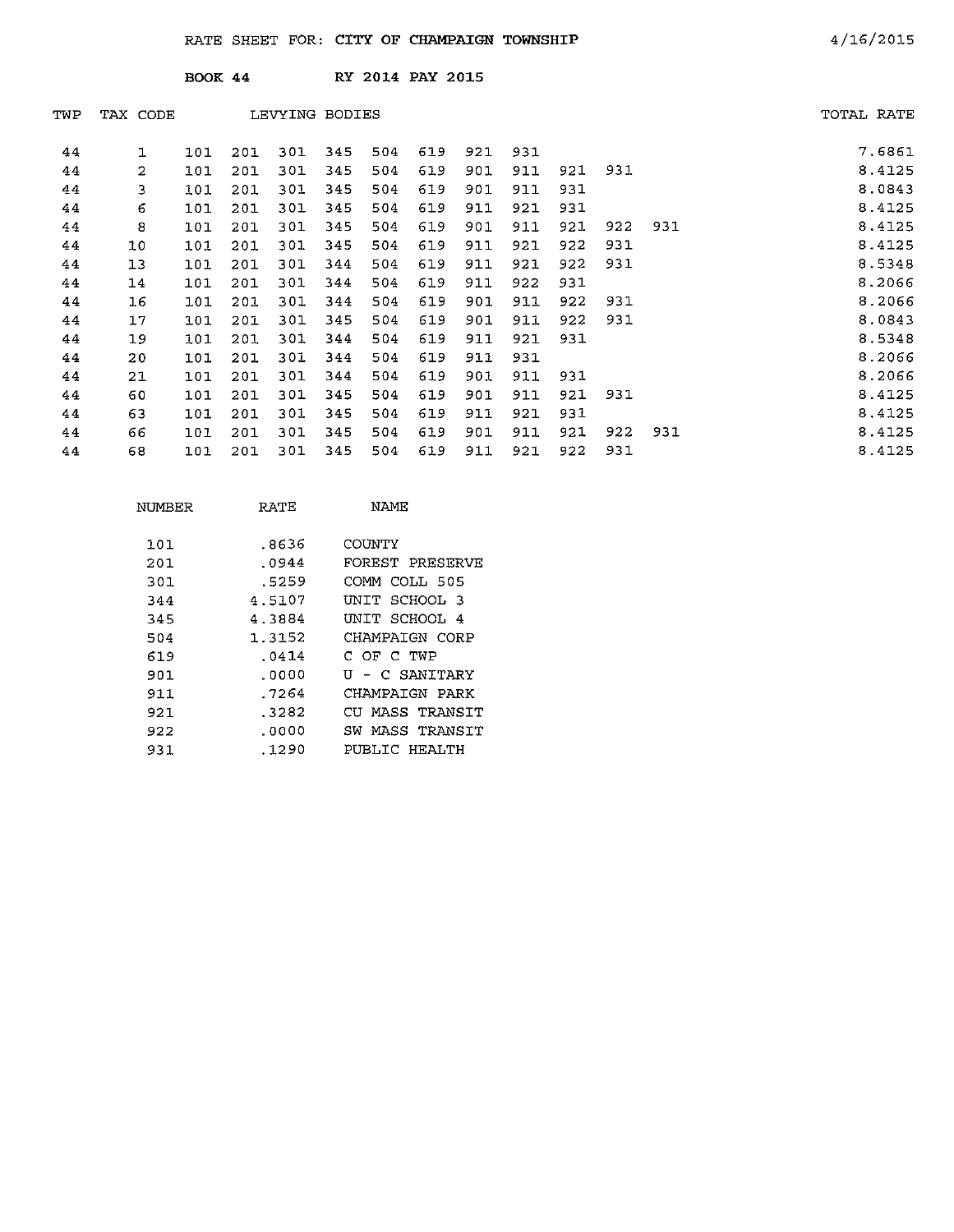RATE SHEET FOR: **CITY OF CHAMPAIGN TOWNSHIP** 4/16/2015

**BOOK 44** RY 2014 PAY 2015

| TWP | TAX CODE | LEVYING BODIES | | | | | | | | | | | TOTAL RATE |
|---|---|---|---|---|---|---|---|---|---|---|---|---|---|
| 44 | 1 | 101 | 201 | 301 | 345 | 504 | 619 | 921 | 931 | | | | 7.6861 |
| 44 | 2 | 101 | 201 | 301 | 345 | 504 | 619 | 901 | 911 | 921 | 931 | | 8.4125 |
| 44 | 3 | 101 | 201 | 301 | 345 | 504 | 619 | 901 | 911 | 931 | | | 8.0843 |
| 44 | 6 | 101 | 201 | 301 | 345 | 504 | 619 | 911 | 921 | 931 | | | 8.4125 |
| 44 | 8 | 101 | 201 | 301 | 345 | 504 | 619 | 901 | 911 | 921 | 922 | 931 | 8.4125 |
| 44 | 10 | 101 | 201 | 301 | 345 | 504 | 619 | 911 | 921 | 922 | 931 | | 8.4125 |
| 44 | 13 | 101 | 201 | 301 | 344 | 504 | 619 | 911 | 921 | 922 | 931 | | 8.5348 |
| 44 | 14 | 101 | 201 | 301 | 344 | 504 | 619 | 911 | 922 | 931 | | | 8.2066 |
| 44 | 16 | 101 | 201 | 301 | 344 | 504 | 619 | 901 | 911 | 922 | 931 | | 8.2066 |
| 44 | 17 | 101 | 201 | 301 | 345 | 504 | 619 | 901 | 911 | 922 | 931 | | 8.0843 |
| 44 | 19 | 101 | 201 | 301 | 344 | 504 | 619 | 911 | 921 | 931 | | | 8.5348 |
| 44 | 20 | 101 | 201 | 301 | 344 | 504 | 619 | 911 | 931 | | | | 8.2066 |
| 44 | 21 | 101 | 201 | 301 | 344 | 504 | 619 | 901 | 911 | 931 | | | 8.2066 |
| 44 | 60 | 101 | 201 | 301 | 345 | 504 | 619 | 901 | 911 | 921 | 931 | | 8.4125 |
| 44 | 63 | 101 | 201 | 301 | 345 | 504 | 619 | 911 | 921 | 931 | | | 8.4125 |
| 44 | 66 | 101 | 201 | 301 | 345 | 504 | 619 | 901 | 911 | 921 | 922 | 931 | 8.4125 |
| 44 | 68 | 101 | 201 | 301 | 345 | 504 | 619 | 911 | 921 | 922 | 931 | | 8.4125 |

| NUMBER | RATE | NAME |
|---|---|---|
| 101 | .8636 | COUNTY |
| 201 | .0944 | FOREST PRESERVE |
| 301 | .5259 | COMM COLL 505 |
| 344 | 4.5107 | UNIT SCHOOL 3 |
| 345 | 4.3884 | UNIT SCHOOL 4 |
| 504 | 1.3152 | CHAMPAIGN CORP |
| 619 | .0414 | C OF C TWP |
| 901 | .0000 | U - C SANITARY |
| 911 | .7264 | CHAMPAIGN PARK |
| 921 | .3282 | CU MASS TRANSIT |
| 922 | .0000 | SW MASS TRANSIT |
| 931 | .1290 | PUBLIC HEALTH |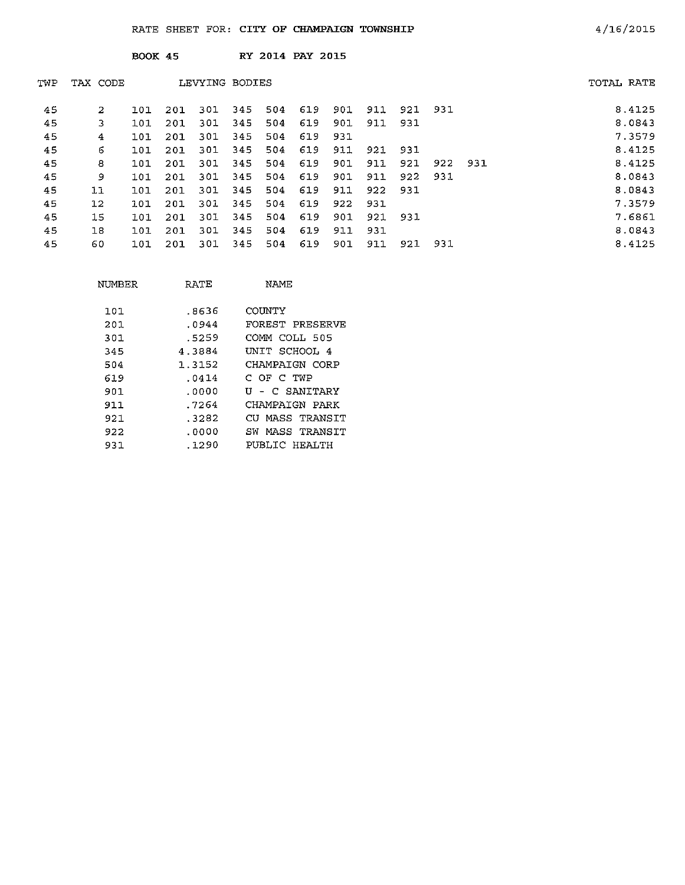RATE SHEET FOR: **CITY OF CHAMPAIGN TOWNSHIP** 4/16/2015

**BOOK 45** **RY 2014 PAY 2015**

| TWP | TAX CODE | LEVYING BODIES | | | | | | | | | | | TOTAL RATE |
|---|---|---|---|---|---|---|---|---|---|---|---|---|---|
| 45 | 2 | 101 | 201 | 301 | 345 | 504 | 619 | 901 | 911 | 921 | 931 | | 8.4125 |
| 45 | 3 | 101 | 201 | 301 | 345 | 504 | 619 | 901 | 911 | 931 | | | 8.0843 |
| 45 | 4 | 101 | 201 | 301 | 345 | 504 | 619 | 931 | | | | | 7.3579 |
| 45 | 6 | 101 | 201 | 301 | 345 | 504 | 619 | 911 | 921 | 931 | | | 8.4125 |
| 45 | 8 | 101 | 201 | 301 | 345 | 504 | 619 | 901 | 911 | 921 | 922 | 931 | 8.4125 |
| 45 | 9 | 101 | 201 | 301 | 345 | 504 | 619 | 901 | 911 | 922 | 931 | | 8.0843 |
| 45 | 11 | 101 | 201 | 301 | 345 | 504 | 619 | 911 | 922 | 931 | | | 8.0843 |
| 45 | 12 | 101 | 201 | 301 | 345 | 504 | 619 | 922 | 931 | | | | 7.3579 |
| 45 | 15 | 101 | 201 | 301 | 345 | 504 | 619 | 901 | 921 | 931 | | | 7.6861 |
| 45 | 18 | 101 | 201 | 301 | 345 | 504 | 619 | 911 | 931 | | | | 8.0843 |
| 45 | 60 | 101 | 201 | 301 | 345 | 504 | 619 | 901 | 911 | 921 | 931 | | 8.4125 |

| NUMBER | RATE | NAME |
|---|---|---|
| 101 | .8636 | COUNTY |
| 201 | .0944 | FOREST PRESERVE |
| 301 | .5259 | COMM COLL 505 |
| 345 | 4.3884 | UNIT SCHOOL 4 |
| 504 | 1.3152 | CHAMPAIGN CORP |
| 619 | .0414 | C OF C TWP |
| 901 | .0000 | U - C SANITARY |
| 911 | .7264 | CHAMPAIGN PARK |
| 921 | .3282 | CU MASS TRANSIT |
| 922 | .0000 | SW MASS TRANSIT |
| 931 | .1290 | PUBLIC HEALTH |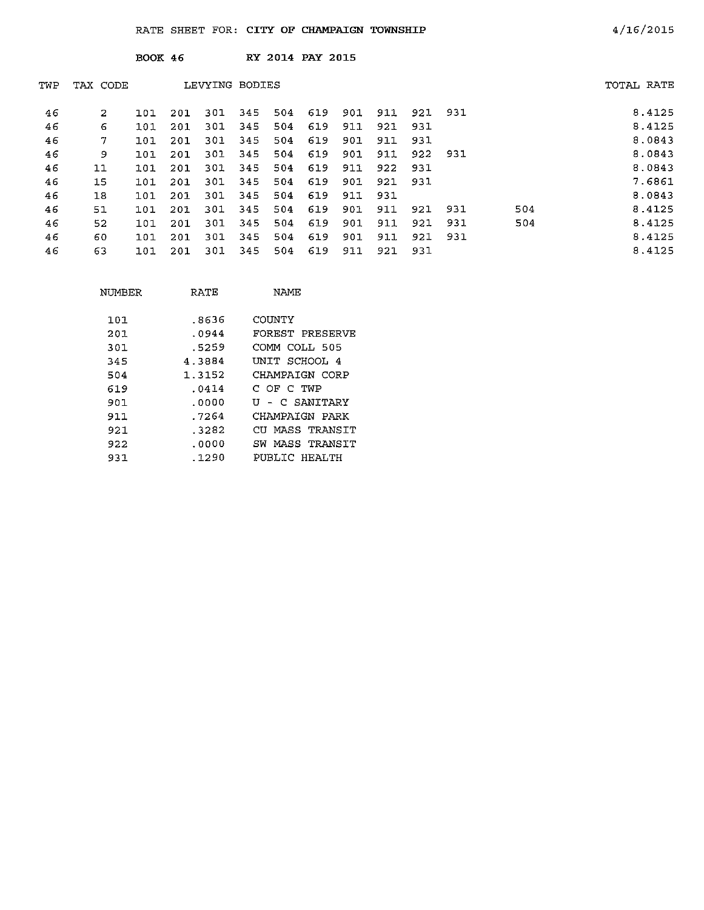RATE SHEET FOR: **CITY OF CHAMPAIGN TOWNSHIP** 4/16/2015

**BOOK 46** **RY 2014 PAY 2015**

| TWP | TAX CODE | LEVYING BODIES | | | | | | | | | | | TOTAL RATE |
|---|---|---|---|---|---|---|---|---|---|---|---|---|---|
| 46 | 2 | 101 | 201 | 301 | 345 | 504 | 619 | 901 | 911 | 921 | 931 | | 8.4125 |
| 46 | 6 | 101 | 201 | 301 | 345 | 504 | 619 | 911 | 921 | 931 | | | 8.4125 |
| 46 | 7 | 101 | 201 | 301 | 345 | 504 | 619 | 901 | 911 | 931 | | | 8.0843 |
| 46 | 9 | 101 | 201 | 301 | 345 | 504 | 619 | 901 | 911 | 922 | 931 | | 8.0843 |
| 46 | 11 | 101 | 201 | 301 | 345 | 504 | 619 | 911 | 922 | 931 | | | 8.0843 |
| 46 | 15 | 101 | 201 | 301 | 345 | 504 | 619 | 901 | 921 | 931 | | | 7.6861 |
| 46 | 18 | 101 | 201 | 301 | 345 | 504 | 619 | 911 | 931 | | | | 8.0843 |
| 46 | 51 | 101 | 201 | 301 | 345 | 504 | 619 | 901 | 911 | 921 | 931 | 504 | 8.4125 |
| 46 | 52 | 101 | 201 | 301 | 345 | 504 | 619 | 901 | 911 | 921 | 931 | 504 | 8.4125 |
| 46 | 60 | 101 | 201 | 301 | 345 | 504 | 619 | 901 | 911 | 921 | 931 | | 8.4125 |
| 46 | 63 | 101 | 201 | 301 | 345 | 504 | 619 | 911 | 921 | 931 | | | 8.4125 |

| NUMBER | RATE | NAME |
|---|---|---|
| 101 | .8636 | COUNTY |
| 201 | .0944 | FOREST PRESERVE |
| 301 | .5259 | COMM COLL 505 |
| 345 | 4.3884 | UNIT SCHOOL 4 |
| 504 | 1.3152 | CHAMPAIGN CORP |
| 619 | .0414 | C OF C TWP |
| 901 | .0000 | U - C SANITARY |
| 911 | .7264 | CHAMPAIGN PARK |
| 921 | .3282 | CU MASS TRANSIT |
| 922 | .0000 | SW MASS TRANSIT |
| 931 | .1290 | PUBLIC HEALTH |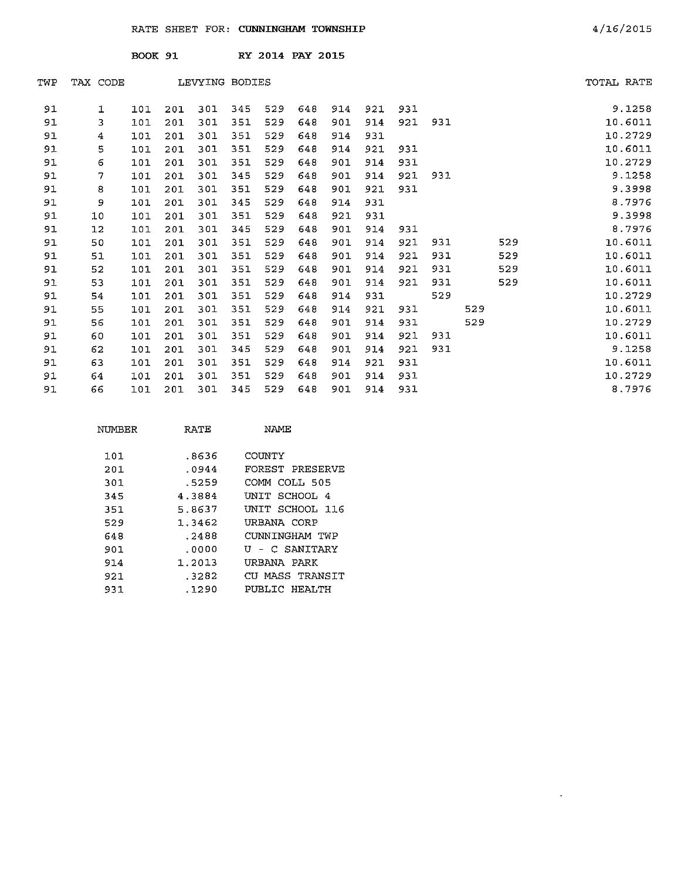RATE SHEET FOR: **CUNNINGHAM TOWNSHIP** 4/16/2015

BOOK 91 RY 2014 PAY 2015

| TWP | TAX CODE | LEVYING BODIES | | | | | | | | | | | | TOTAL RATE |
|---|---|---|---|---|---|---|---|---|---|---|---|---|---|---|
| 91 | 1 | 101 | 201 | 301 | 345 | 529 | 648 | 914 | 921 | 931 | | | | 9.1258 |
| 91 | 3 | 101 | 201 | 301 | 351 | 529 | 648 | 901 | 914 | 921 | 931 | | | 10.6011 |
| 91 | 4 | 101 | 201 | 301 | 351 | 529 | 648 | 914 | 931 | | | | | 10.2729 |
| 91 | 5 | 101 | 201 | 301 | 351 | 529 | 648 | 914 | 921 | 931 | | | | 10.6011 |
| 91 | 6 | 101 | 201 | 301 | 351 | 529 | 648 | 901 | 914 | 931 | | | | 10.2729 |
| 91 | 7 | 101 | 201 | 301 | 345 | 529 | 648 | 901 | 914 | 921 | 931 | | | 9.1258 |
| 91 | 8 | 101 | 201 | 301 | 351 | 529 | 648 | 901 | 921 | 931 | | | | 9.3998 |
| 91 | 9 | 101 | 201 | 301 | 345 | 529 | 648 | 914 | 931 | | | | | 8.7976 |
| 91 | 10 | 101 | 201 | 301 | 351 | 529 | 648 | 921 | 931 | | | | | 9.3998 |
| 91 | 12 | 101 | 201 | 301 | 345 | 529 | 648 | 901 | 914 | 931 | | | | 8.7976 |
| 91 | 50 | 101 | 201 | 301 | 351 | 529 | 648 | 901 | 914 | 921 | 931 | | 529 | 10.6011 |
| 91 | 51 | 101 | 201 | 301 | 351 | 529 | 648 | 901 | 914 | 921 | 931 | | 529 | 10.6011 |
| 91 | 52 | 101 | 201 | 301 | 351 | 529 | 648 | 901 | 914 | 921 | 931 | | 529 | 10.6011 |
| 91 | 53 | 101 | 201 | 301 | 351 | 529 | 648 | 901 | 914 | 921 | 931 | | 529 | 10.6011 |
| 91 | 54 | 101 | 201 | 301 | 351 | 529 | 648 | 914 | 931 | | 529 | | | 10.2729 |
| 91 | 55 | 101 | 201 | 301 | 351 | 529 | 648 | 914 | 921 | 931 | | 529 | | 10.6011 |
| 91 | 56 | 101 | 201 | 301 | 351 | 529 | 648 | 901 | 914 | 931 | | 529 | | 10.2729 |
| 91 | 60 | 101 | 201 | 301 | 351 | 529 | 648 | 901 | 914 | 921 | 931 | | | 10.6011 |
| 91 | 62 | 101 | 201 | 301 | 345 | 529 | 648 | 901 | 914 | 921 | 931 | | | 9.1258 |
| 91 | 63 | 101 | 201 | 301 | 351 | 529 | 648 | 914 | 921 | 931 | | | | 10.6011 |
| 91 | 64 | 101 | 201 | 301 | 351 | 529 | 648 | 901 | 914 | 931 | | | | 10.2729 |
| 91 | 66 | 101 | 201 | 301 | 345 | 529 | 648 | 901 | 914 | 931 | | | | 8.7976 |

| NUMBER | RATE | NAME |
|---|---|---|
| 101 | .8636 | COUNTY |
| 201 | .0944 | FOREST PRESERVE |
| 301 | .5259 | COMM COLL 505 |
| 345 | 4.3884 | UNIT SCHOOL 4 |
| 351 | 5.8637 | UNIT SCHOOL 116 |
| 529 | 1.3462 | URBANA CORP |
| 648 | .2488 | CUNNINGHAM TWP |
| 901 | .0000 | U - C SANITARY |
| 914 | 1.2013 | URBANA PARK |
| 921 | .3282 | CU MASS TRANSIT |
| 931 | .1290 | PUBLIC HEALTH |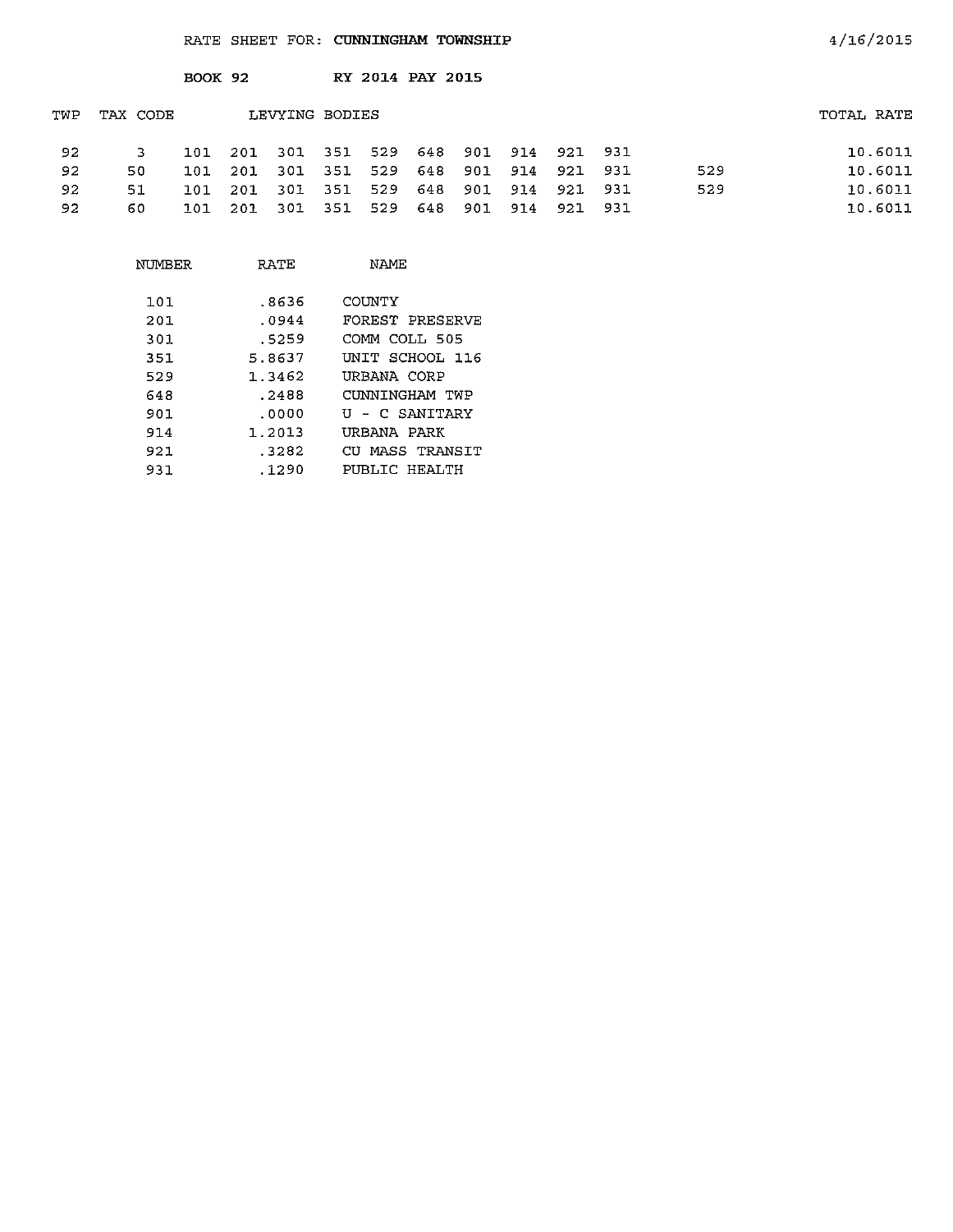RATE SHEET FOR: **CUNNINGHAM TOWNSHIP** 4/16/2015

**BOOK 92** **RY 2014 PAY 2015**

| TWP | TAX CODE | LEVYING BODIES | | | | | | | | | | | TOTAL RATE |
|---|---|---|---|---|---|---|---|---|---|---|---|---|---|
| 92 | 3 | 101 | 201 | 301 | 351 | 529 | 648 | 901 | 914 | 921 | 931 | | 10.6011 |
| 92 | 50 | 101 | 201 | 301 | 351 | 529 | 648 | 901 | 914 | 921 | 931 | 529 | 10.6011 |
| 92 | 51 | 101 | 201 | 301 | 351 | 529 | 648 | 901 | 914 | 921 | 931 | 529 | 10.6011 |
| 92 | 60 | 101 | 201 | 301 | 351 | 529 | 648 | 901 | 914 | 921 | 931 | | 10.6011 |

| NUMBER | RATE | NAME |
|---|---|---|
| 101 | .8636 | COUNTY |
| 201 | .0944 | FOREST PRESERVE |
| 301 | .5259 | COMM COLL 505 |
| 351 | 5.8637 | UNIT SCHOOL 116 |
| 529 | 1.3462 | URBANA CORP |
| 648 | .2488 | CUNNINGHAM TWP |
| 901 | .0000 | U - C SANITARY |
| 914 | 1.2013 | URBANA PARK |
| 921 | .3282 | CU MASS TRANSIT |
| 931 | .1290 | PUBLIC HEALTH |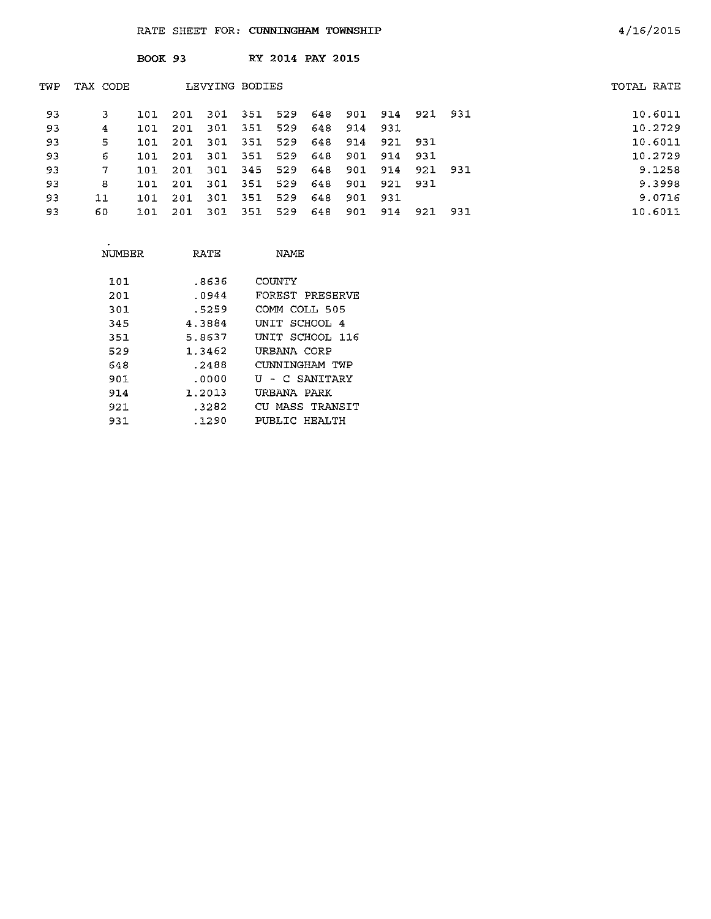RATE SHEET FOR: **CUNNINGHAM TOWNSHIP** 4/16/2015

BOOK 93 RY 2014 PAY 2015

| TWP | TAX CODE | LEVYING BODIES | | | | | | | | | | TOTAL RATE |
|---|---|---|---|---|---|---|---|---|---|---|---|---|
| 93 | 3 | 101 | 201 | 301 | 351 | 529 | 648 | 901 | 914 | 921 | 931 | 10.6011 |
| 93 | 4 | 101 | 201 | 301 | 351 | 529 | 648 | 914 | 931 | | | 10.2729 |
| 93 | 5 | 101 | 201 | 301 | 351 | 529 | 648 | 914 | 921 | 931 | | 10.6011 |
| 93 | 6 | 101 | 201 | 301 | 351 | 529 | 648 | 901 | 914 | 931 | | 10.2729 |
| 93 | 7 | 101 | 201 | 301 | 345 | 529 | 648 | 901 | 914 | 921 | 931 | 9.1258 |
| 93 | 8 | 101 | 201 | 301 | 351 | 529 | 648 | 901 | 921 | 931 | | 9.3998 |
| 93 | 11 | 101 | 201 | 301 | 351 | 529 | 648 | 901 | 931 | | | 9.0716 |
| 93 | 60 | 101 | 201 | 301 | 351 | 529 | 648 | 901 | 914 | 921 | 931 | 10.6011 |

| NUMBER | RATE | NAME |
|---|---|---|
| 101 | .8636 | COUNTY |
| 201 | .0944 | FOREST PRESERVE |
| 301 | .5259 | COMM COLL 505 |
| 345 | 4.3884 | UNIT SCHOOL 4 |
| 351 | 5.8637 | UNIT SCHOOL 116 |
| 529 | 1.3462 | URBANA CORP |
| 648 | .2488 | CUNNINGHAM TWP |
| 901 | .0000 | U - C SANITARY |
| 914 | 1.2013 | URBANA PARK |
| 921 | .3282 | CU MASS TRANSIT |
| 931 | .1290 | PUBLIC HEALTH |